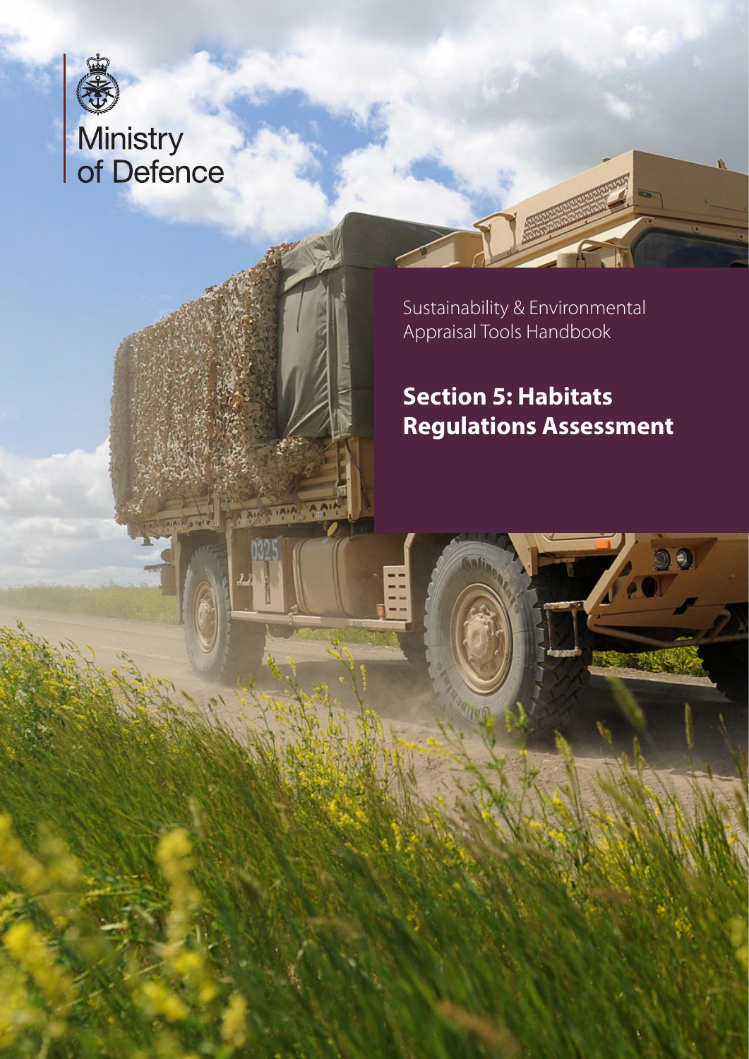Ministry of Defence

Sustainability & Environmental Appraisal Tools Handbook

# Section 5: Habitats Regulations Assessment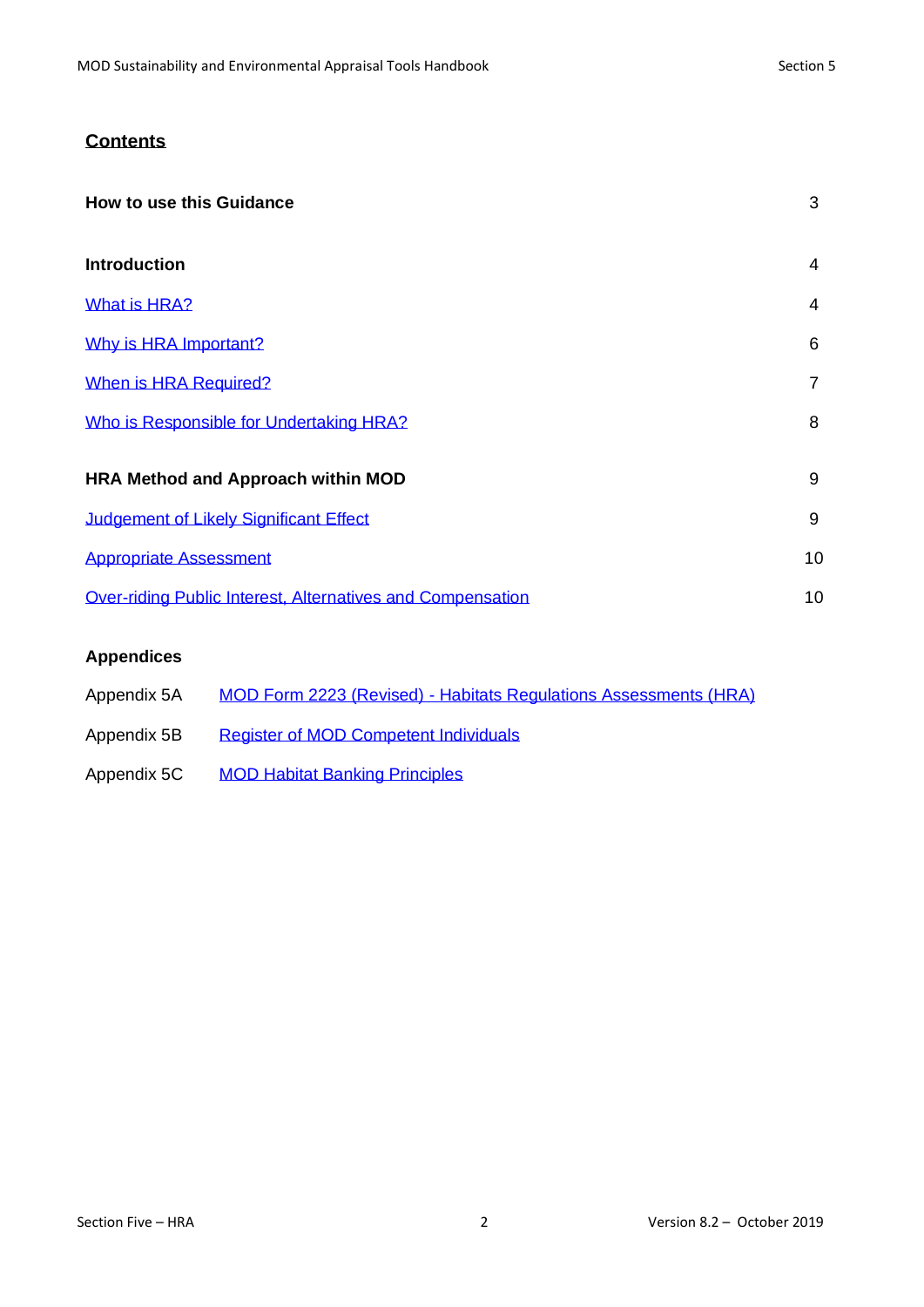## Contents

| | |
|---|---|
| **How to use this Guidance** | 3 |
| **Introduction** | 4 |
| What is HRA? | 4 |
| Why is HRA Important? | 6 |
| When is HRA Required? | 7 |
| Who is Responsible for Undertaking HRA? | 8 |
| **HRA Method and Approach within MOD** | 9 |
| Judgement of Likely Significant Effect | 9 |
| Appropriate Assessment | 10 |
| Over-riding Public Interest, Alternatives and Compensation | 10 |

**Appendices**

| | |
|---|---|
| Appendix 5A | MOD Form 2223 (Revised) - Habitats Regulations Assessments (HRA) |
| Appendix 5B | Register of MOD Competent Individuals |
| Appendix 5C | MOD Habitat Banking Principles |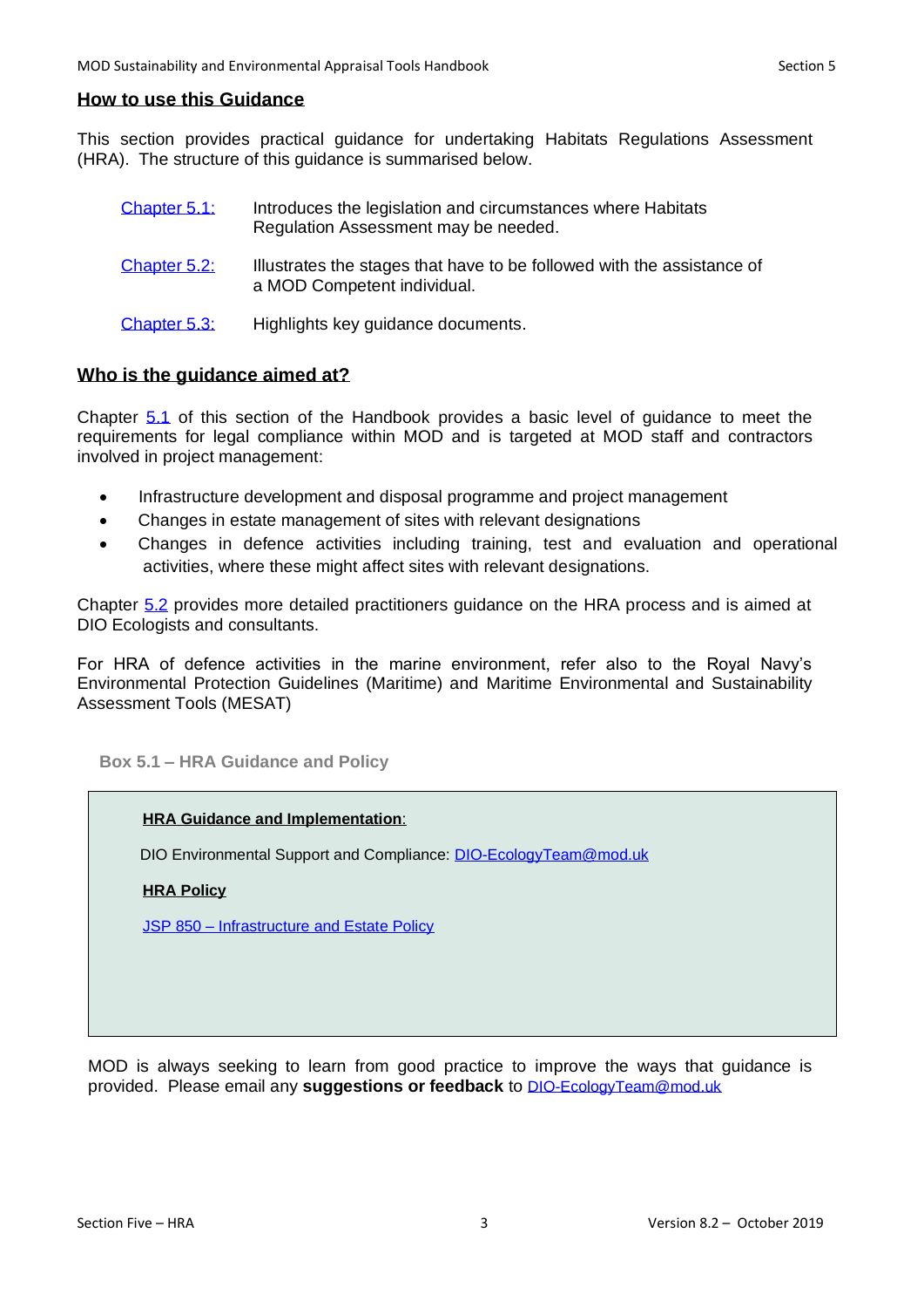## How to use this Guidance

This section provides practical guidance for undertaking Habitats Regulations Assessment (HRA). The structure of this guidance is summarised below.

| | |
|---|---|
| Chapter 5.1: | Introduces the legislation and circumstances where Habitats Regulation Assessment may be needed. |
| Chapter 5.2: | Illustrates the stages that have to be followed with the assistance of a MOD Competent individual. |
| Chapter 5.3: | Highlights key guidance documents. |

## Who is the guidance aimed at?

Chapter 5.1 of this section of the Handbook provides a basic level of guidance to meet the requirements for legal compliance within MOD and is targeted at MOD staff and contractors involved in project management:

- Infrastructure development and disposal programme and project management
- Changes in estate management of sites with relevant designations
- Changes in defence activities including training, test and evaluation and operational activities, where these might affect sites with relevant designations.

Chapter 5.2 provides more detailed practitioners guidance on the HRA process and is aimed at DIO Ecologists and consultants.

For HRA of defence activities in the marine environment, refer also to the Royal Navy's Environmental Protection Guidelines (Maritime) and Maritime Environmental and Sustainability Assessment Tools (MESAT)

**Box 5.1 – HRA Guidance and Policy**

> **HRA Guidance and Implementation**:
>
> DIO Environmental Support and Compliance: DIO-EcologyTeam@mod.uk
>
> **HRA Policy**
>
> JSP 850 – Infrastructure and Estate Policy

MOD is always seeking to learn from good practice to improve the ways that guidance is provided. Please email any **suggestions or feedback** to DIO-EcologyTeam@mod.uk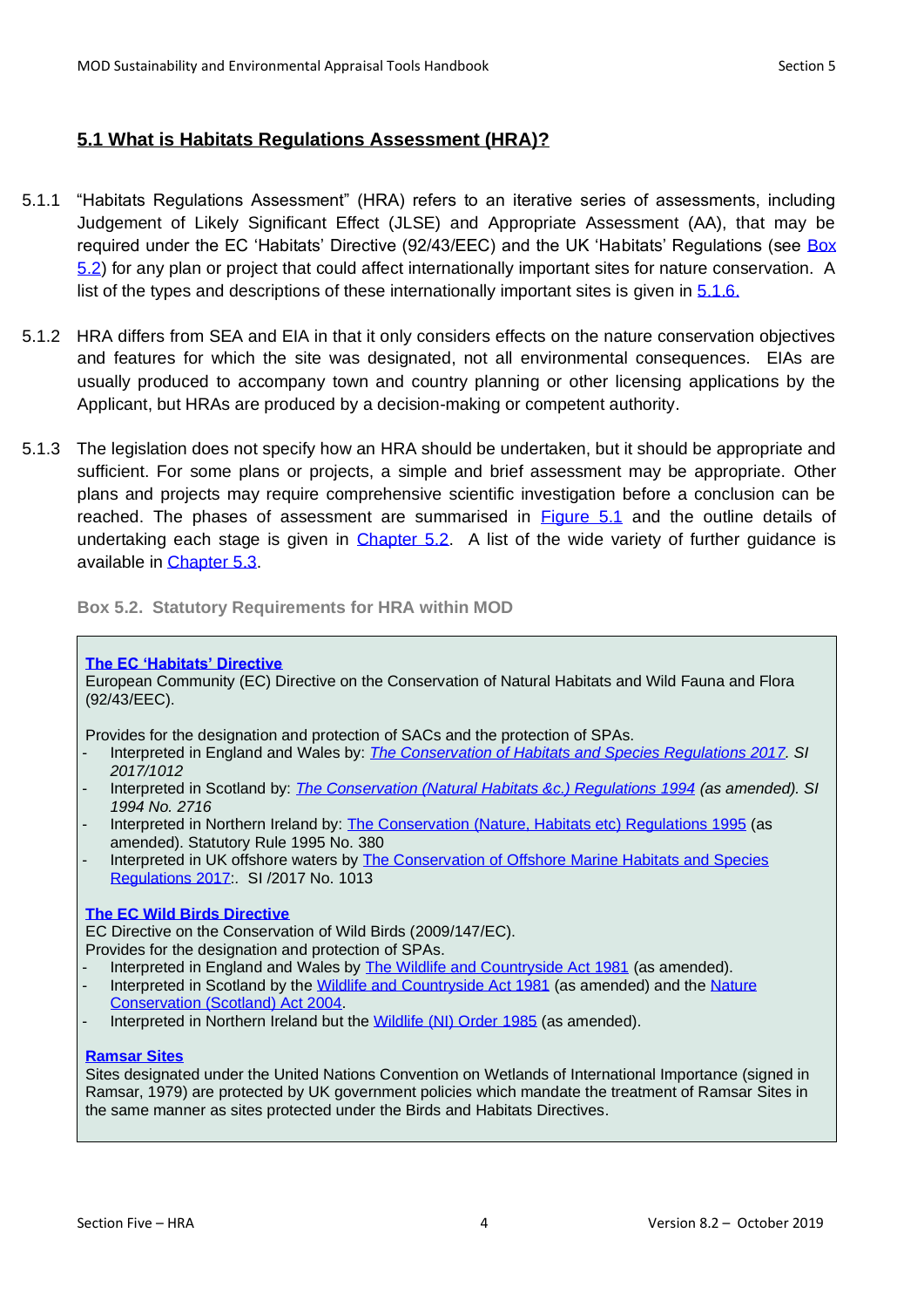## 5.1 What is Habitats Regulations Assessment (HRA)?

5.1.1 "Habitats Regulations Assessment" (HRA) refers to an iterative series of assessments, including Judgement of Likely Significant Effect (JLSE) and Appropriate Assessment (AA), that may be required under the EC 'Habitats' Directive (92/43/EEC) and the UK 'Habitats' Regulations (see Box 5.2) for any plan or project that could affect internationally important sites for nature conservation. A list of the types and descriptions of these internationally important sites is given in 5.1.6.

5.1.2 HRA differs from SEA and EIA in that it only considers effects on the nature conservation objectives and features for which the site was designated, not all environmental consequences. EIAs are usually produced to accompany town and country planning or other licensing applications by the Applicant, but HRAs are produced by a decision-making or competent authority.

5.1.3 The legislation does not specify how an HRA should be undertaken, but it should be appropriate and sufficient. For some plans or projects, a simple and brief assessment may be appropriate. Other plans and projects may require comprehensive scientific investigation before a conclusion can be reached. The phases of assessment are summarised in Figure 5.1 and the outline details of undertaking each stage is given in Chapter 5.2. A list of the wide variety of further guidance is available in Chapter 5.3.

**Box 5.2. Statutory Requirements for HRA within MOD**

**The EC 'Habitats' Directive**
European Community (EC) Directive on the Conservation of Natural Habitats and Wild Fauna and Flora (92/43/EEC).

Provides for the designation and protection of SACs and the protection of SPAs.

- Interpreted in England and Wales by: *The Conservation of Habitats and Species Regulations 2017. SI 2017/1012*
- Interpreted in Scotland by: *The Conservation (Natural Habitats &c.) Regulations 1994 (as amended). SI 1994 No. 2716*
- Interpreted in Northern Ireland by: The Conservation (Nature, Habitats etc) Regulations 1995 (as amended). Statutory Rule 1995 No. 380
- Interpreted in UK offshore waters by The Conservation of Offshore Marine Habitats and Species Regulations 2017:. SI /2017 No. 1013

**The EC Wild Birds Directive**
EC Directive on the Conservation of Wild Birds (2009/147/EC).
Provides for the designation and protection of SPAs.

- Interpreted in England and Wales by The Wildlife and Countryside Act 1981 (as amended).
- Interpreted in Scotland by the Wildlife and Countryside Act 1981 (as amended) and the Nature Conservation (Scotland) Act 2004.
- Interpreted in Northern Ireland but the Wildlife (NI) Order 1985 (as amended).

**Ramsar Sites**
Sites designated under the United Nations Convention on Wetlands of International Importance (signed in Ramsar, 1979) are protected by UK government policies which mandate the treatment of Ramsar Sites in the same manner as sites protected under the Birds and Habitats Directives.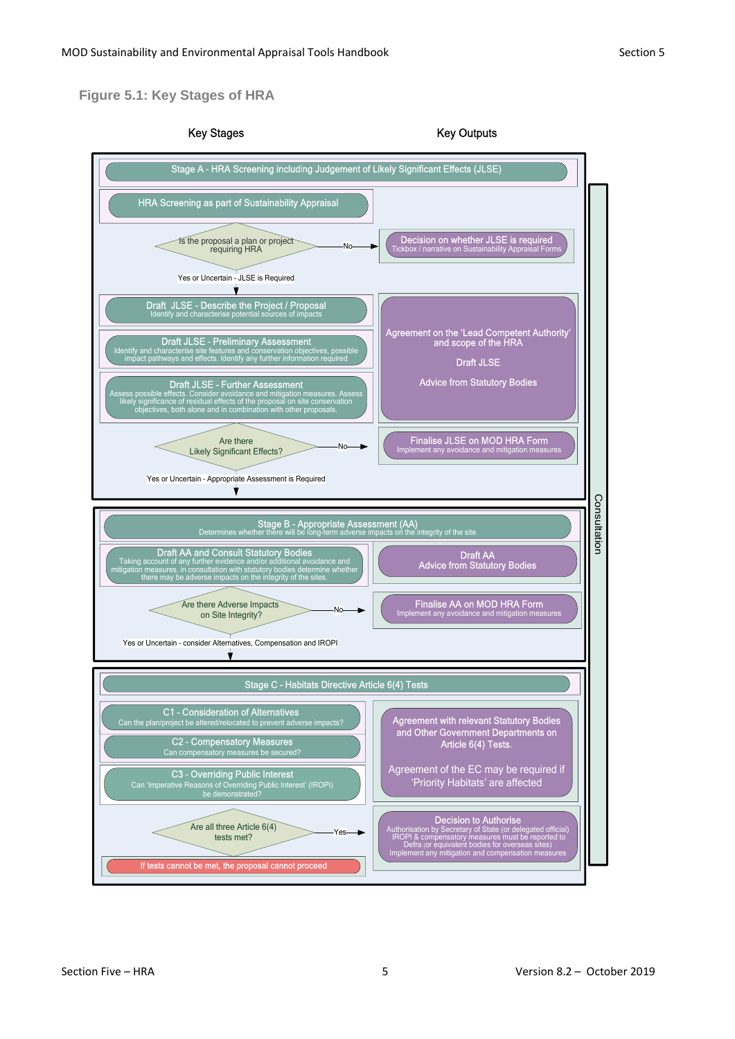## Figure 5.1: Key Stages of HRA

**Key Stages** | **Key Outputs**

### Stage A - HRA Screening including Judgement of Likely Significant Effects (JLSE)

**HRA Screening as part of Sustainability Appraisal**

Is the proposal a plan or project requiring HRA → No → **Decision on whether JLSE is required** – Tickbox / narrative on Sustainability Appraisal Forms

Yes or Uncertain - JLSE is Required ↓

**Draft JLSE - Describe the Project / Proposal**
Identify and characterise potential sources of impacts

**Draft JLSE - Preliminary Assessment**
Identify and characterise site features and conservation objectives, possible impact pathways and effects. Identify any further information required

**Draft JLSE - Further Assessment**
Assess possible effects. Consider avoidance and mitigation measures. Assess likely significance of residual effects of the proposal on site conservation objectives, both alone and in combination with other proposals.

Key Outputs:
- Agreement on the 'Lead Competent Authority' and scope of the HRA
- Draft JLSE
- Advice from Statutory Bodies

Are there Likely Significant Effects? → No → **Finalise JLSE on MOD HRA Form** – Implement any avoidance and mitigation measures

Yes or Uncertain - Appropriate Assessment is Required ↓

### Stage B - Appropriate Assessment (AA)

Determines whether there will be long-term adverse impacts on the integrity of the site

**Draft AA and Consult Statutory Bodies**
Taking account of any further evidence and/or additional avoidance and mitigation measures, in consultation with statutory bodies determine whether there may be adverse impacts on the integrity of the sites.

Key Outputs:
- Draft AA
- Advice from Statutory Bodies

Are there Adverse Impacts on Site Integrity? → No → **Finalise AA on MOD HRA Form** – Implement any avoidance and mitigation measures

Yes or Uncertain - consider Alternatives, Compensation and IROPI ↓

### Stage C - Habitats Directive Article 6(4) Tests

**C1 - Consideration of Alternatives**
Can the plan/project be altered/relocated to prevent adverse impacts?

**C2 - Compensatory Measures**
Can compensatory measures be secured?

**C3 - Overriding Public Interest**
Can 'Imperative Reasons of Overriding Public Interest' (IROPI) be demonstrated?

Key Outputs:
- Agreement with relevant Statutory Bodies and Other Government Departments on Article 6(4) Tests.
- Agreement of the EC may be required if 'Priority Habitats' are affected

Are all three Article 6(4) tests met? → Yes → **Decision to Authorise** – Authorisation by Secretary of State (or delegated official) IROPI & compensatory measures must be reported to Defra (or equivalent bodies for overseas sites) Implement any mitigation and compensation measures

If tests cannot be met, the proposal cannot proceed

Consultation (applies throughout all stages)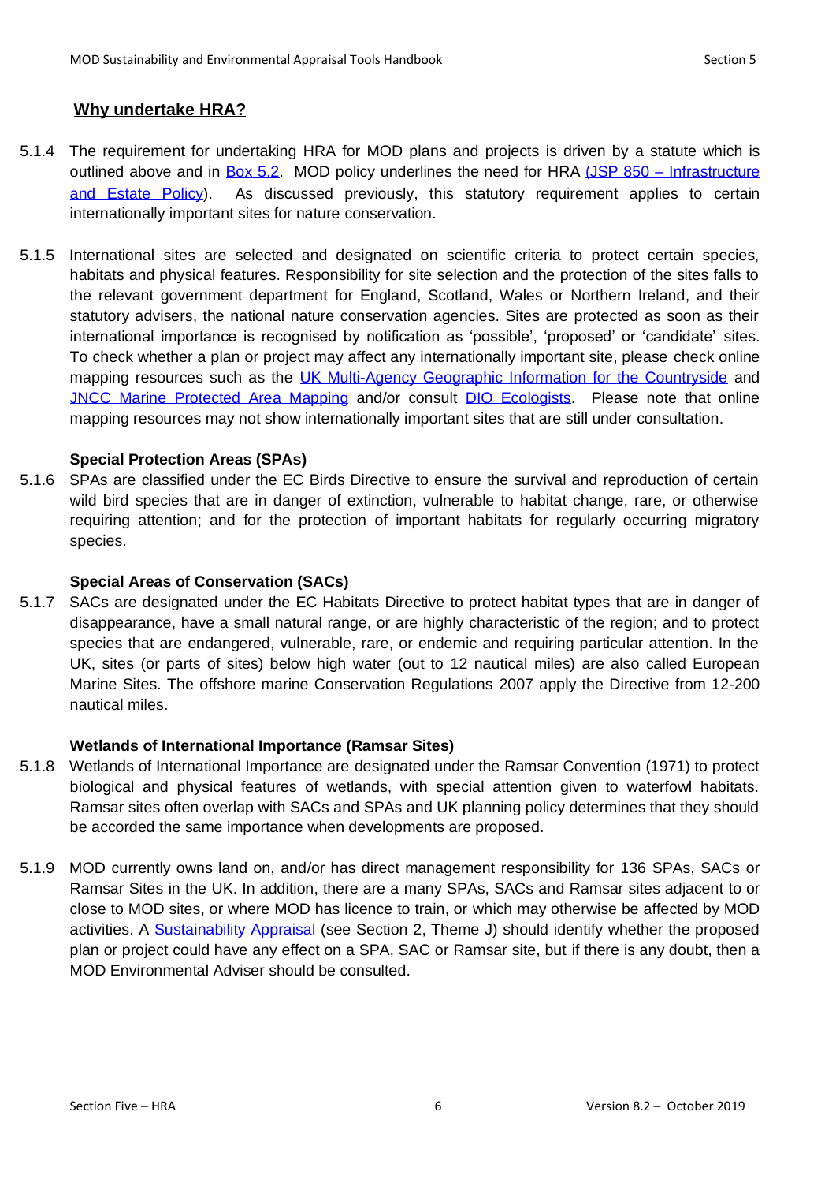## Why undertake HRA?

5.1.4 The requirement for undertaking HRA for MOD plans and projects is driven by a statute which is outlined above and in Box 5.2. MOD policy underlines the need for HRA (JSP 850 – Infrastructure and Estate Policy). As discussed previously, this statutory requirement applies to certain internationally important sites for nature conservation.

5.1.5 International sites are selected and designated on scientific criteria to protect certain species, habitats and physical features. Responsibility for site selection and the protection of the sites falls to the relevant government department for England, Scotland, Wales or Northern Ireland, and their statutory advisers, the national nature conservation agencies. Sites are protected as soon as their international importance is recognised by notification as 'possible', 'proposed' or 'candidate' sites. To check whether a plan or project may affect any internationally important site, please check online mapping resources such as the UK Multi-Agency Geographic Information for the Countryside and JNCC Marine Protected Area Mapping and/or consult DIO Ecologists. Please note that online mapping resources may not show internationally important sites that are still under consultation.

### Special Protection Areas (SPAs)

5.1.6 SPAs are classified under the EC Birds Directive to ensure the survival and reproduction of certain wild bird species that are in danger of extinction, vulnerable to habitat change, rare, or otherwise requiring attention; and for the protection of important habitats for regularly occurring migratory species.

### Special Areas of Conservation (SACs)

5.1.7 SACs are designated under the EC Habitats Directive to protect habitat types that are in danger of disappearance, have a small natural range, or are highly characteristic of the region; and to protect species that are endangered, vulnerable, rare, or endemic and requiring particular attention. In the UK, sites (or parts of sites) below high water (out to 12 nautical miles) are also called European Marine Sites. The offshore marine Conservation Regulations 2007 apply the Directive from 12-200 nautical miles.

### Wetlands of International Importance (Ramsar Sites)

5.1.8 Wetlands of International Importance are designated under the Ramsar Convention (1971) to protect biological and physical features of wetlands, with special attention given to waterfowl habitats. Ramsar sites often overlap with SACs and SPAs and UK planning policy determines that they should be accorded the same importance when developments are proposed.

5.1.9 MOD currently owns land on, and/or has direct management responsibility for 136 SPAs, SACs or Ramsar Sites in the UK. In addition, there are a many SPAs, SACs and Ramsar sites adjacent to or close to MOD sites, or where MOD has licence to train, or which may otherwise be affected by MOD activities. A Sustainability Appraisal (see Section 2, Theme J) should identify whether the proposed plan or project could have any effect on a SPA, SAC or Ramsar site, but if there is any doubt, then a MOD Environmental Adviser should be consulted.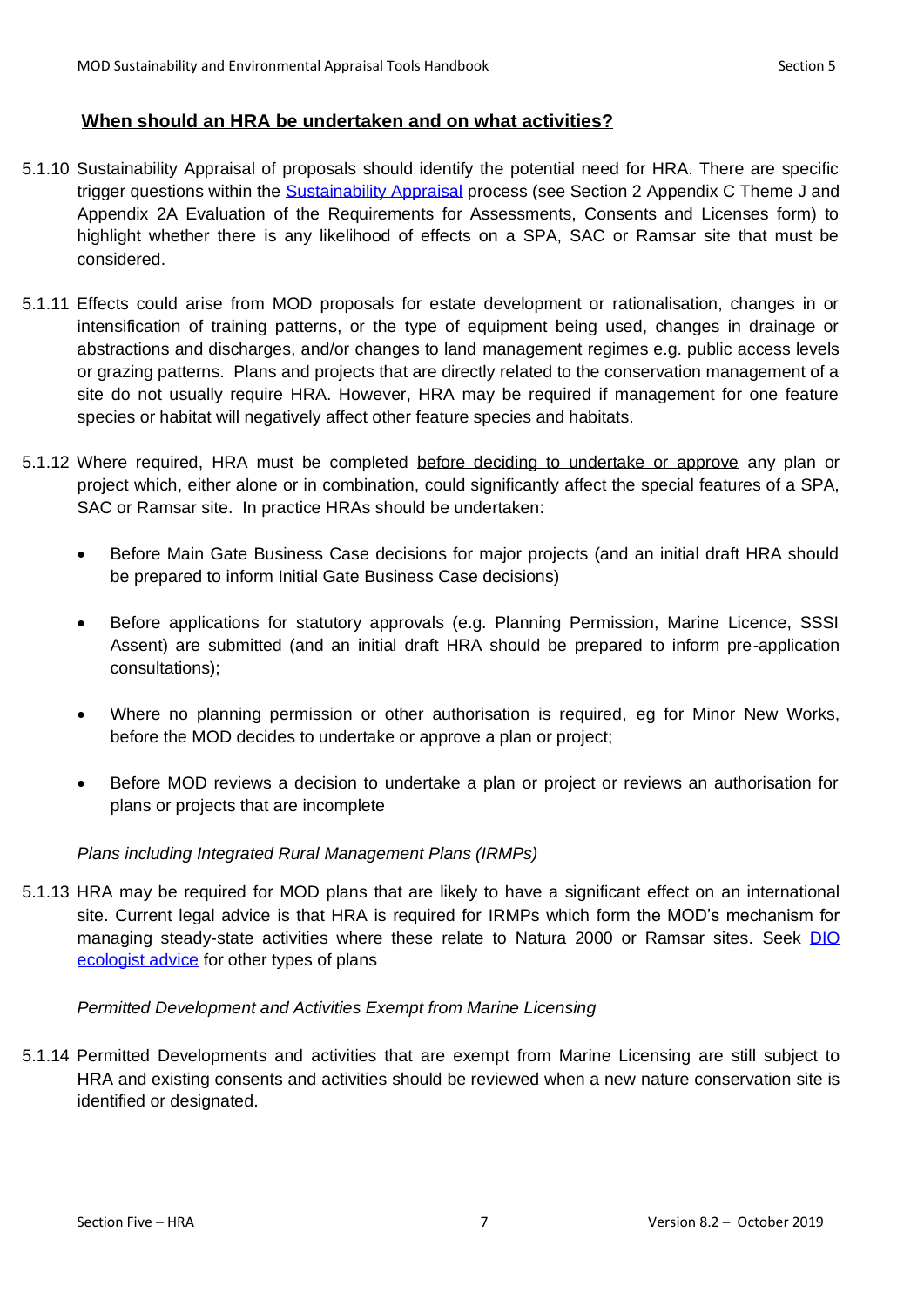## When should an HRA be undertaken and on what activities?

5.1.10 Sustainability Appraisal of proposals should identify the potential need for HRA. There are specific trigger questions within the Sustainability Appraisal process (see Section 2 Appendix C Theme J and Appendix 2A Evaluation of the Requirements for Assessments, Consents and Licenses form) to highlight whether there is any likelihood of effects on a SPA, SAC or Ramsar site that must be considered.

5.1.11 Effects could arise from MOD proposals for estate development or rationalisation, changes in or intensification of training patterns, or the type of equipment being used, changes in drainage or abstractions and discharges, and/or changes to land management regimes e.g. public access levels or grazing patterns. Plans and projects that are directly related to the conservation management of a site do not usually require HRA. However, HRA may be required if management for one feature species or habitat will negatively affect other feature species and habitats.

5.1.12 Where required, HRA must be completed before deciding to undertake or approve any plan or project which, either alone or in combination, could significantly affect the special features of a SPA, SAC or Ramsar site. In practice HRAs should be undertaken:

- Before Main Gate Business Case decisions for major projects (and an initial draft HRA should be prepared to inform Initial Gate Business Case decisions)
- Before applications for statutory approvals (e.g. Planning Permission, Marine Licence, SSSI Assent) are submitted (and an initial draft HRA should be prepared to inform pre-application consultations);
- Where no planning permission or other authorisation is required, eg for Minor New Works, before the MOD decides to undertake or approve a plan or project;
- Before MOD reviews a decision to undertake a plan or project or reviews an authorisation for plans or projects that are incomplete

*Plans including Integrated Rural Management Plans (IRMPs)*

5.1.13 HRA may be required for MOD plans that are likely to have a significant effect on an international site. Current legal advice is that HRA is required for IRMPs which form the MOD's mechanism for managing steady-state activities where these relate to Natura 2000 or Ramsar sites. Seek DIO ecologist advice for other types of plans

*Permitted Development and Activities Exempt from Marine Licensing*

5.1.14 Permitted Developments and activities that are exempt from Marine Licensing are still subject to HRA and existing consents and activities should be reviewed when a new nature conservation site is identified or designated.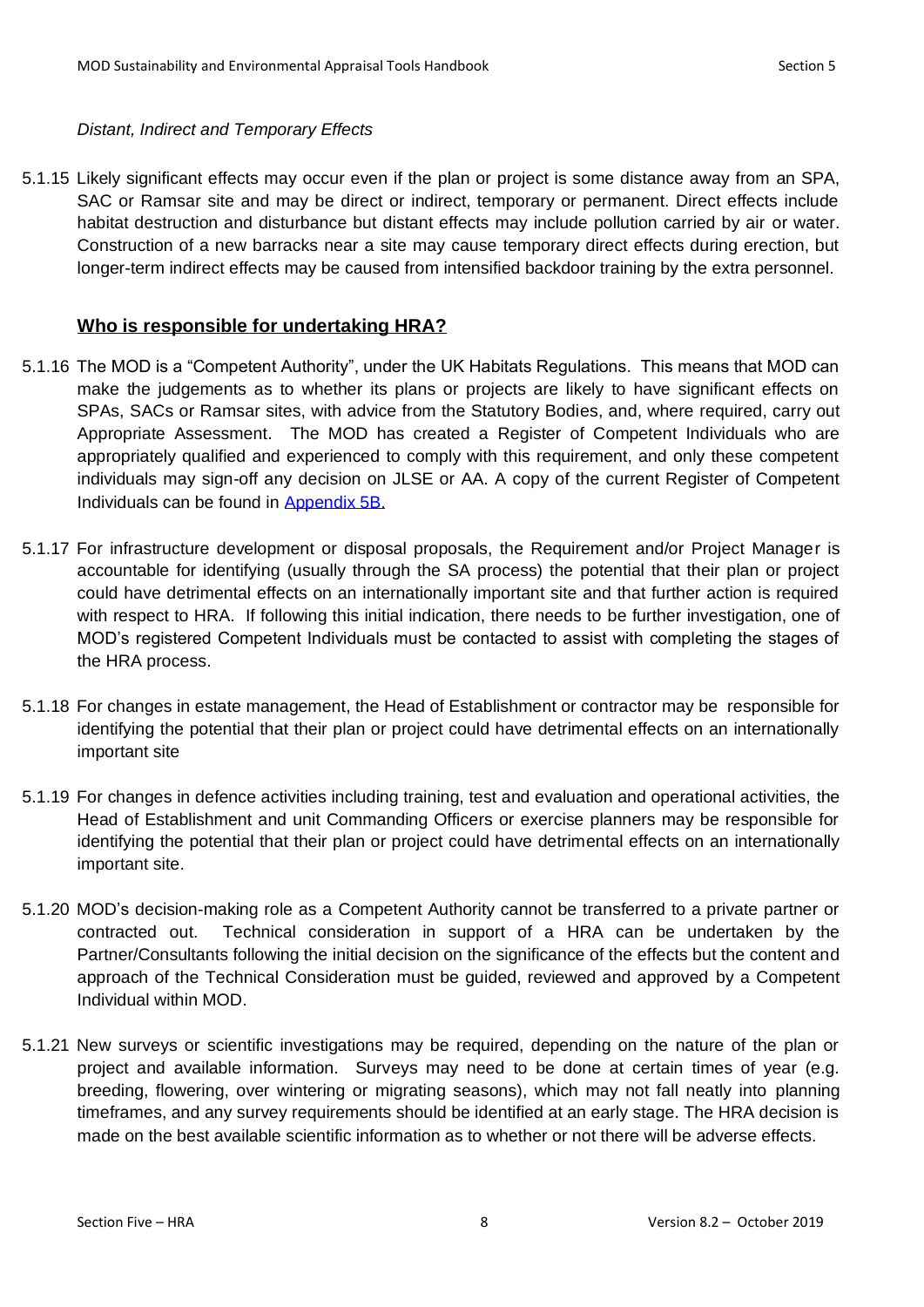*Distant, Indirect and Temporary Effects*

5.1.15 Likely significant effects may occur even if the plan or project is some distance away from an SPA, SAC or Ramsar site and may be direct or indirect, temporary or permanent. Direct effects include habitat destruction and disturbance but distant effects may include pollution carried by air or water. Construction of a new barracks near a site may cause temporary direct effects during erection, but longer-term indirect effects may be caused from intensified backdoor training by the extra personnel.

## Who is responsible for undertaking HRA?

5.1.16 The MOD is a "Competent Authority", under the UK Habitats Regulations. This means that MOD can make the judgements as to whether its plans or projects are likely to have significant effects on SPAs, SACs or Ramsar sites, with advice from the Statutory Bodies, and, where required, carry out Appropriate Assessment. The MOD has created a Register of Competent Individuals who are appropriately qualified and experienced to comply with this requirement, and only these competent individuals may sign-off any decision on JLSE or AA. A copy of the current Register of Competent Individuals can be found in Appendix 5B.

5.1.17 For infrastructure development or disposal proposals, the Requirement and/or Project Manager is accountable for identifying (usually through the SA process) the potential that their plan or project could have detrimental effects on an internationally important site and that further action is required with respect to HRA. If following this initial indication, there needs to be further investigation, one of MOD's registered Competent Individuals must be contacted to assist with completing the stages of the HRA process.

5.1.18 For changes in estate management, the Head of Establishment or contractor may be responsible for identifying the potential that their plan or project could have detrimental effects on an internationally important site

5.1.19 For changes in defence activities including training, test and evaluation and operational activities, the Head of Establishment and unit Commanding Officers or exercise planners may be responsible for identifying the potential that their plan or project could have detrimental effects on an internationally important site.

5.1.20 MOD's decision-making role as a Competent Authority cannot be transferred to a private partner or contracted out. Technical consideration in support of a HRA can be undertaken by the Partner/Consultants following the initial decision on the significance of the effects but the content and approach of the Technical Consideration must be guided, reviewed and approved by a Competent Individual within MOD.

5.1.21 New surveys or scientific investigations may be required, depending on the nature of the plan or project and available information. Surveys may need to be done at certain times of year (e.g. breeding, flowering, over wintering or migrating seasons), which may not fall neatly into planning timeframes, and any survey requirements should be identified at an early stage. The HRA decision is made on the best available scientific information as to whether or not there will be adverse effects.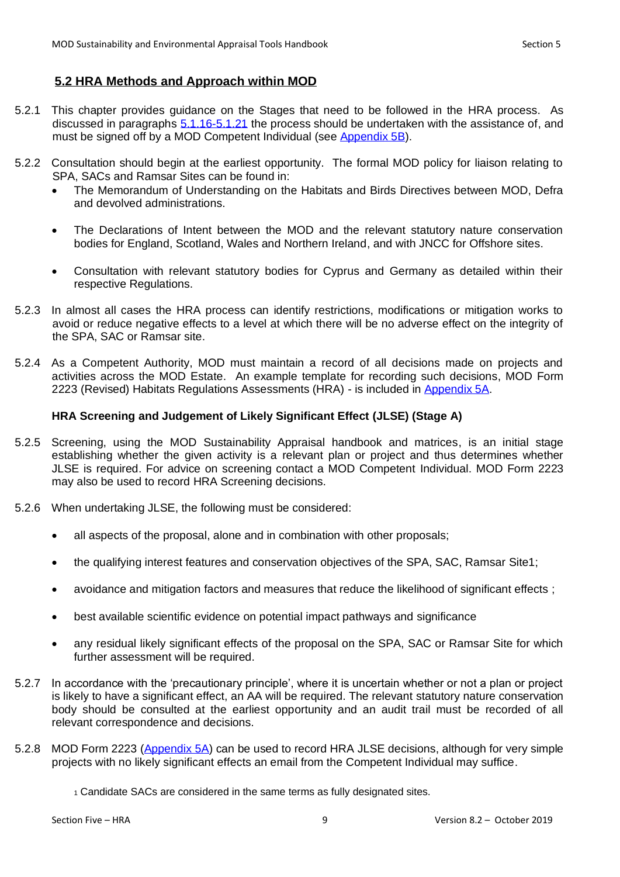## 5.2 HRA Methods and Approach within MOD

5.2.1 This chapter provides guidance on the Stages that need to be followed in the HRA process. As discussed in paragraphs 5.1.16-5.1.21 the process should be undertaken with the assistance of, and must be signed off by a MOD Competent Individual (see Appendix 5B).

5.2.2 Consultation should begin at the earliest opportunity. The formal MOD policy for liaison relating to SPA, SACs and Ramsar Sites can be found in:

- The Memorandum of Understanding on the Habitats and Birds Directives between MOD, Defra and devolved administrations.
- The Declarations of Intent between the MOD and the relevant statutory nature conservation bodies for England, Scotland, Wales and Northern Ireland, and with JNCC for Offshore sites.
- Consultation with relevant statutory bodies for Cyprus and Germany as detailed within their respective Regulations.

5.2.3 In almost all cases the HRA process can identify restrictions, modifications or mitigation works to avoid or reduce negative effects to a level at which there will be no adverse effect on the integrity of the SPA, SAC or Ramsar site.

5.2.4 As a Competent Authority, MOD must maintain a record of all decisions made on projects and activities across the MOD Estate. An example template for recording such decisions, MOD Form 2223 (Revised) Habitats Regulations Assessments (HRA) - is included in Appendix 5A.

### HRA Screening and Judgement of Likely Significant Effect (JLSE) (Stage A)

5.2.5 Screening, using the MOD Sustainability Appraisal handbook and matrices, is an initial stage establishing whether the given activity is a relevant plan or project and thus determines whether JLSE is required. For advice on screening contact a MOD Competent Individual. MOD Form 2223 may also be used to record HRA Screening decisions.

5.2.6 When undertaking JLSE, the following must be considered:

- all aspects of the proposal, alone and in combination with other proposals;
- the qualifying interest features and conservation objectives of the SPA, SAC, Ramsar Site[1];
- avoidance and mitigation factors and measures that reduce the likelihood of significant effects ;
- best available scientific evidence on potential impact pathways and significance
- any residual likely significant effects of the proposal on the SPA, SAC or Ramsar Site for which further assessment will be required.

5.2.7 In accordance with the 'precautionary principle', where it is uncertain whether or not a plan or project is likely to have a significant effect, an AA will be required. The relevant statutory nature conservation body should be consulted at the earliest opportunity and an audit trail must be recorded of all relevant correspondence and decisions.

5.2.8 MOD Form 2223 (Appendix 5A) can be used to record HRA JLSE decisions, although for very simple projects with no likely significant effects an email from the Competent Individual may suffice.

[1] Candidate SACs are considered in the same terms as fully designated sites.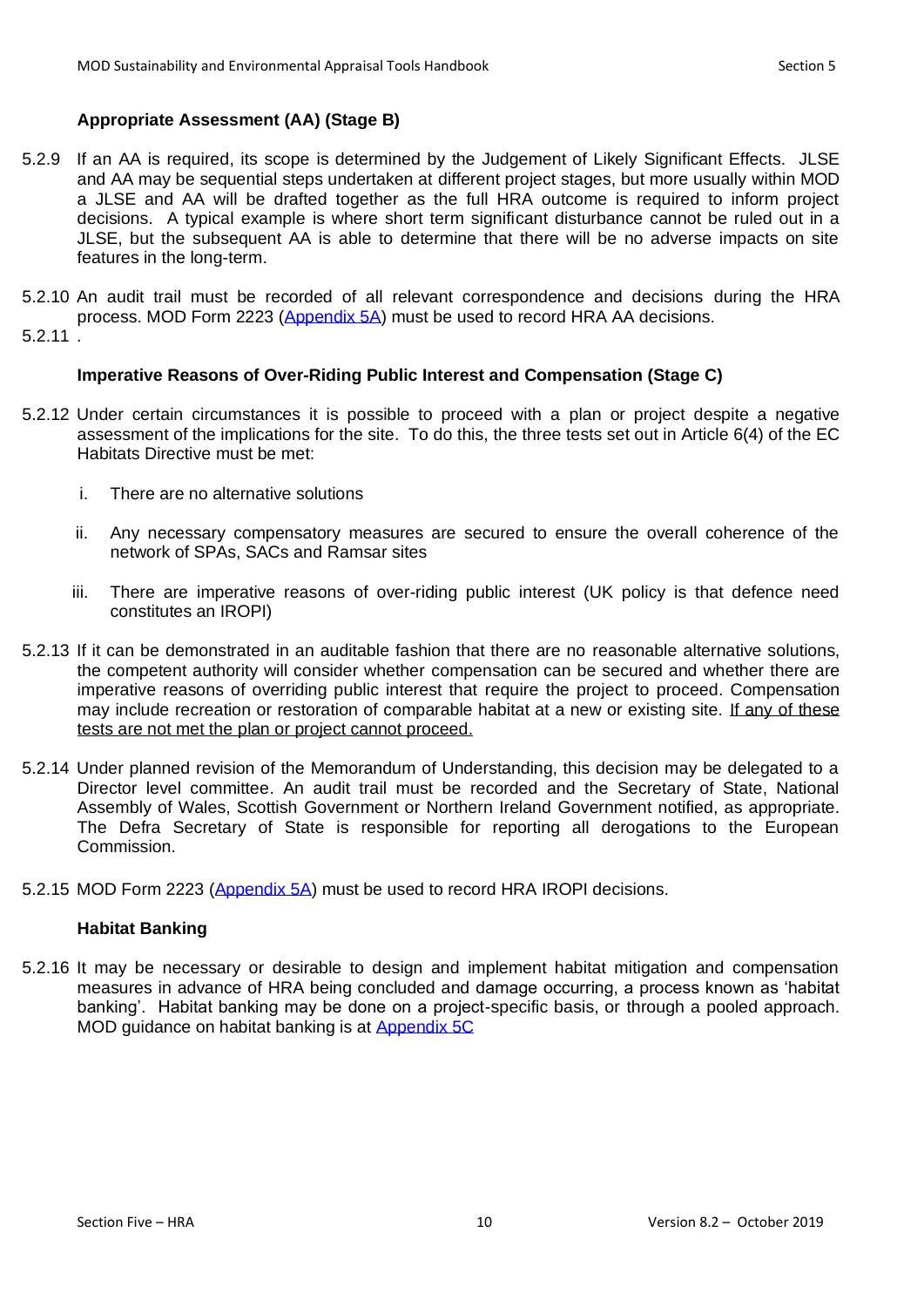### Appropriate Assessment (AA) (Stage B)

5.2.9 If an AA is required, its scope is determined by the Judgement of Likely Significant Effects. JLSE and AA may be sequential steps undertaken at different project stages, but more usually within MOD a JLSE and AA will be drafted together as the full HRA outcome is required to inform project decisions. A typical example is where short term significant disturbance cannot be ruled out in a JLSE, but the subsequent AA is able to determine that there will be no adverse impacts on site features in the long-term.

5.2.10 An audit trail must be recorded of all relevant correspondence and decisions during the HRA process. MOD Form 2223 ([Appendix 5A]) must be used to record HRA AA decisions.

5.2.11 .

### Imperative Reasons of Over-Riding Public Interest and Compensation (Stage C)

5.2.12 Under certain circumstances it is possible to proceed with a plan or project despite a negative assessment of the implications for the site. To do this, the three tests set out in Article 6(4) of the EC Habitats Directive must be met:

i. There are no alternative solutions

ii. Any necessary compensatory measures are secured to ensure the overall coherence of the network of SPAs, SACs and Ramsar sites

iii. There are imperative reasons of over-riding public interest (UK policy is that defence need constitutes an IROPI)

5.2.13 If it can be demonstrated in an auditable fashion that there are no reasonable alternative solutions, the competent authority will consider whether compensation can be secured and whether there are imperative reasons of overriding public interest that require the project to proceed. Compensation may include recreation or restoration of comparable habitat at a new or existing site. <u>If any of these tests are not met the plan or project cannot proceed.</u>

5.2.14 Under planned revision of the Memorandum of Understanding, this decision may be delegated to a Director level committee. An audit trail must be recorded and the Secretary of State, National Assembly of Wales, Scottish Government or Northern Ireland Government notified, as appropriate. The Defra Secretary of State is responsible for reporting all derogations to the European Commission.

5.2.15 MOD Form 2223 ([Appendix 5A]) must be used to record HRA IROPI decisions.

### Habitat Banking

5.2.16 It may be necessary or desirable to design and implement habitat mitigation and compensation measures in advance of HRA being concluded and damage occurring, a process known as 'habitat banking'. Habitat banking may be done on a project-specific basis, or through a pooled approach. MOD guidance on habitat banking is at [Appendix 5C]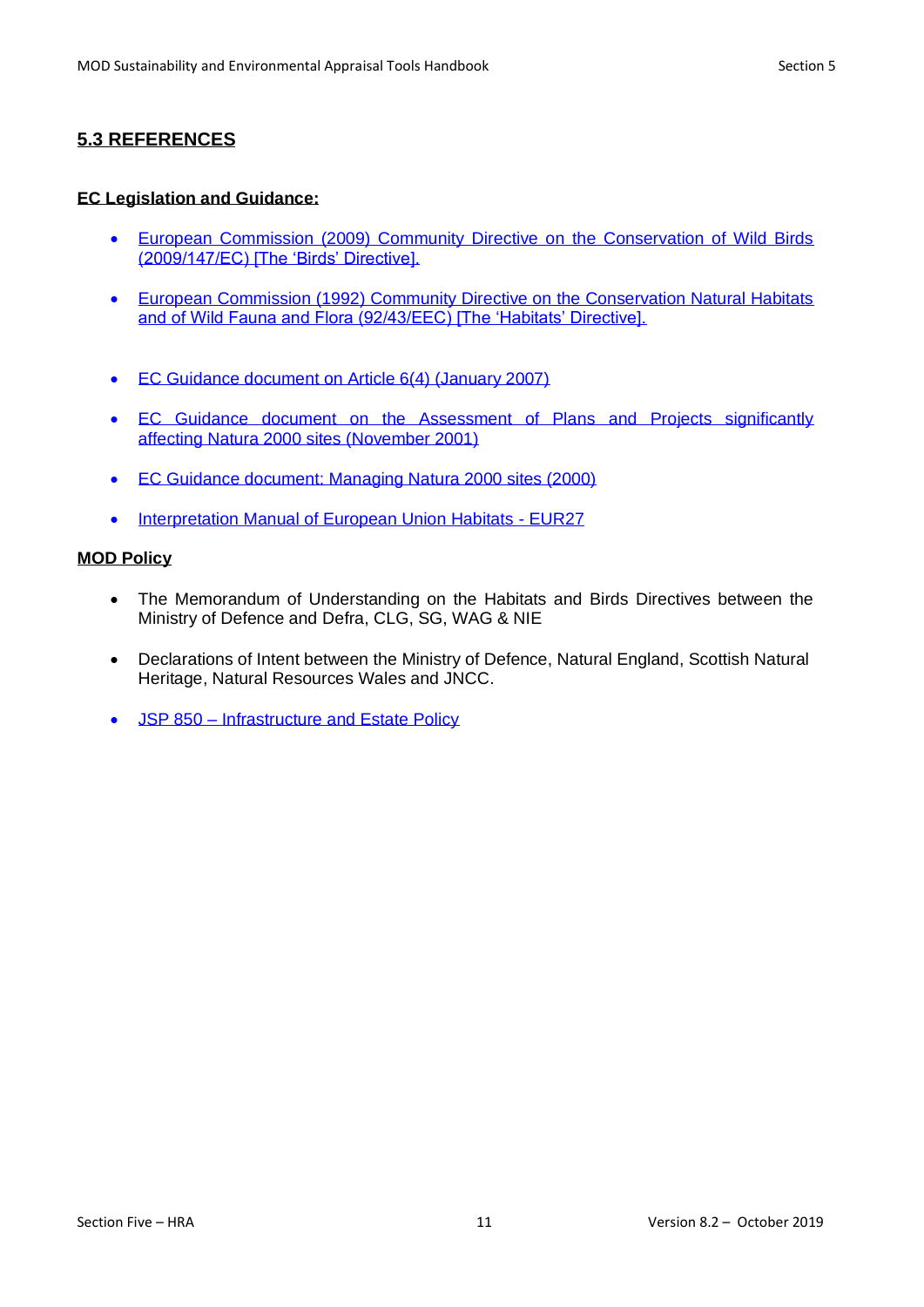## 5.3 REFERENCES

**EC Legislation and Guidance:**

- European Commission (2009) Community Directive on the Conservation of Wild Birds (2009/147/EC) [The 'Birds' Directive].
- European Commission (1992) Community Directive on the Conservation Natural Habitats and of Wild Fauna and Flora (92/43/EEC) [The 'Habitats' Directive].
- EC Guidance document on Article 6(4) (January 2007)
- EC Guidance document on the Assessment of Plans and Projects significantly affecting Natura 2000 sites (November 2001)
- EC Guidance document: Managing Natura 2000 sites (2000)
- Interpretation Manual of European Union Habitats - EUR27

**MOD Policy**

- The Memorandum of Understanding on the Habitats and Birds Directives between the Ministry of Defence and Defra, CLG, SG, WAG & NIE
- Declarations of Intent between the Ministry of Defence, Natural England, Scottish Natural Heritage, Natural Resources Wales and JNCC.
- JSP 850 – Infrastructure and Estate Policy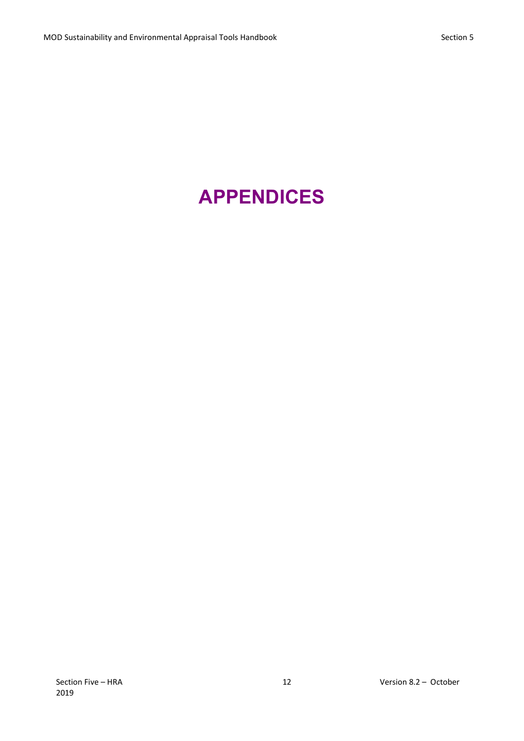# APPENDICES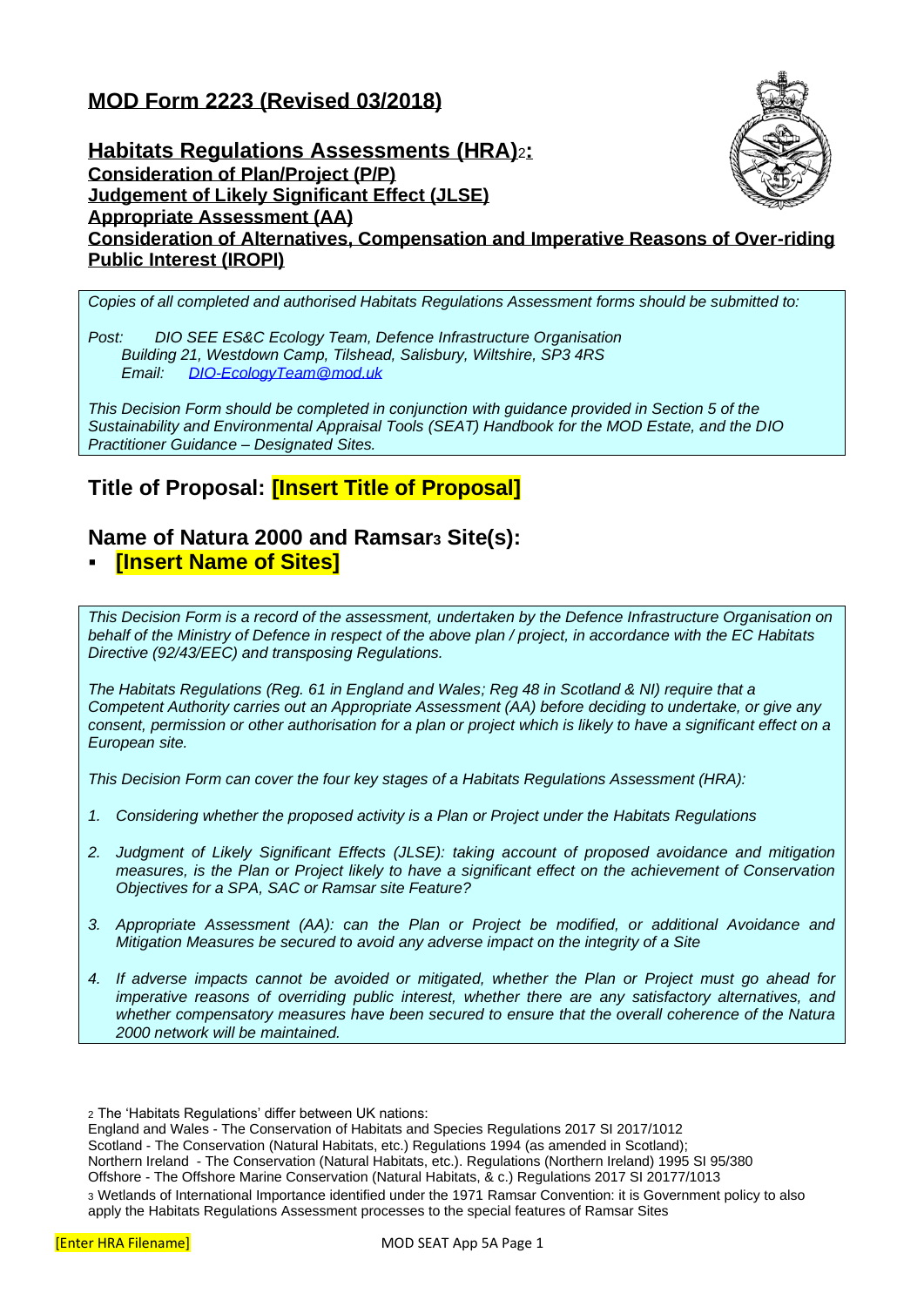# MOD Form 2223 (Revised 03/2018)

## Habitats Regulations Assessments (HRA)[2]:

**Consideration of Plan/Project (P/P)**
**Judgement of Likely Significant Effect (JLSE)**
**Appropriate Assessment (AA)**
**Consideration of Alternatives, Compensation and Imperative Reasons of Over-riding Public Interest (IROPI)**

*Copies of all completed and authorised Habitats Regulations Assessment forms should be submitted to:*

*Post: DIO SEE ES&C Ecology Team, Defence Infrastructure Organisation Building 21, Westdown Camp, Tilshead, Salisbury, Wiltshire, SP3 4RS*
*Email: DIO-EcologyTeam@mod.uk*

*This Decision Form should be completed in conjunction with guidance provided in Section 5 of the Sustainability and Environmental Appraisal Tools (SEAT) Handbook for the MOD Estate, and the DIO Practitioner Guidance – Designated Sites.*

## Title of Proposal: [Insert Title of Proposal]

## Name of Natura 2000 and Ramsar[3] Site(s):

- **[Insert Name of Sites]**

*This Decision Form is a record of the assessment, undertaken by the Defence Infrastructure Organisation on behalf of the Ministry of Defence in respect of the above plan / project, in accordance with the EC Habitats Directive (92/43/EEC) and transposing Regulations.*

*The Habitats Regulations (Reg. 61 in England and Wales; Reg 48 in Scotland & NI) require that a Competent Authority carries out an Appropriate Assessment (AA) before deciding to undertake, or give any consent, permission or other authorisation for a plan or project which is likely to have a significant effect on a European site.*

*This Decision Form can cover the four key stages of a Habitats Regulations Assessment (HRA):*

1. *Considering whether the proposed activity is a Plan or Project under the Habitats Regulations*
2. *Judgment of Likely Significant Effects (JLSE): taking account of proposed avoidance and mitigation measures, is the Plan or Project likely to have a significant effect on the achievement of Conservation Objectives for a SPA, SAC or Ramsar site Feature?*
3. *Appropriate Assessment (AA): can the Plan or Project be modified, or additional Avoidance and Mitigation Measures be secured to avoid any adverse impact on the integrity of a Site*
4. *If adverse impacts cannot be avoided or mitigated, whether the Plan or Project must go ahead for imperative reasons of overriding public interest, whether there are any satisfactory alternatives, and whether compensatory measures have been secured to ensure that the overall coherence of the Natura 2000 network will be maintained.*

[2] The 'Habitats Regulations' differ between UK nations:
England and Wales - The Conservation of Habitats and Species Regulations 2017 SI 2017/1012
Scotland - The Conservation (Natural Habitats, etc.) Regulations 1994 (as amended in Scotland);
Northern Ireland - The Conservation (Natural Habitats, etc.). Regulations (Northern Ireland) 1995 SI 95/380
Offshore - The Offshore Marine Conservation (Natural Habitats, & c.) Regulations 2017 SI 20177/1013

[3] Wetlands of International Importance identified under the 1971 Ramsar Convention: it is Government policy to also apply the Habitats Regulations Assessment processes to the special features of Ramsar Sites

[Enter HRA Filename]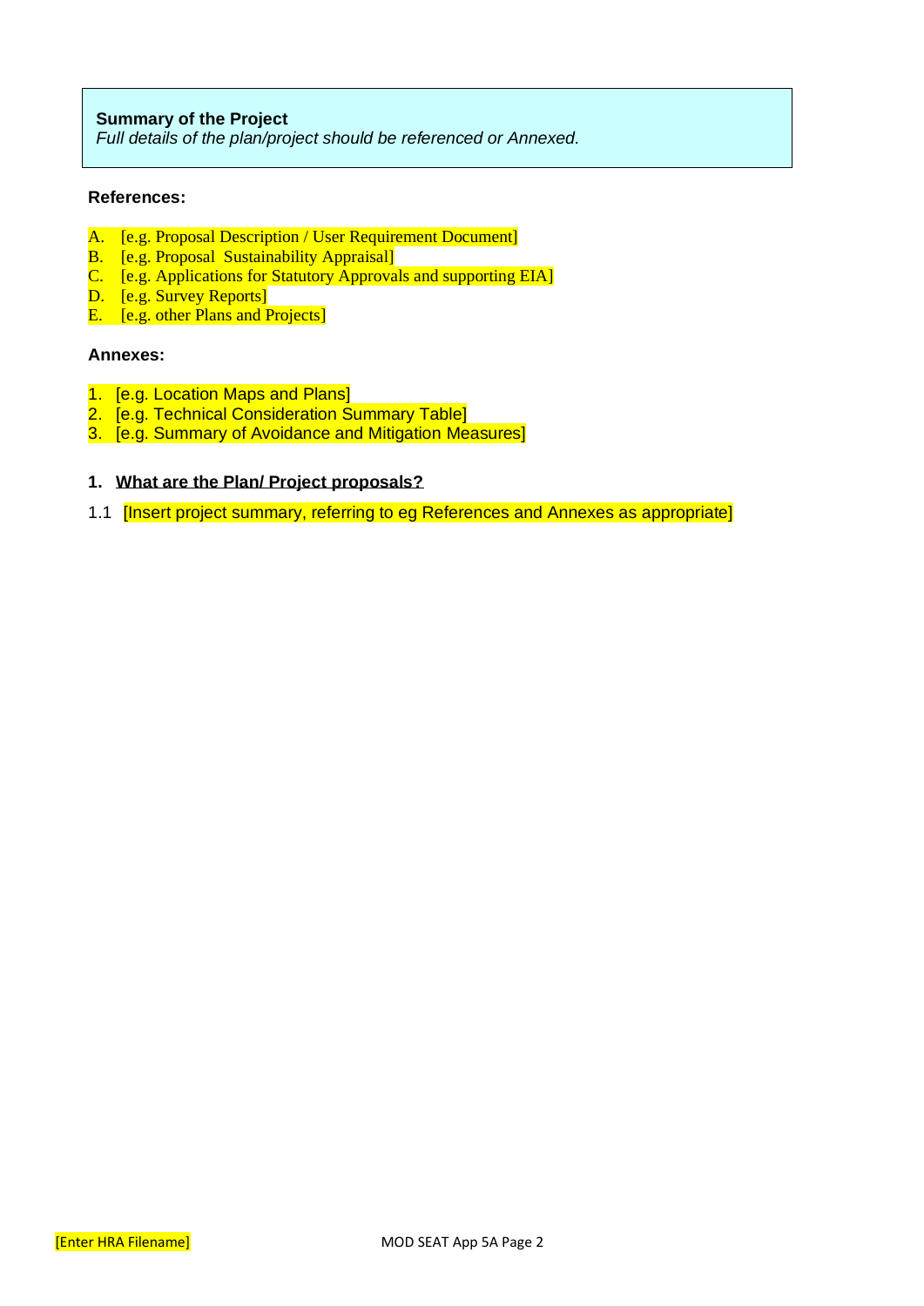**Summary of the Project**

*Full details of the plan/project should be referenced or Annexed.*

**References:**

A. [e.g. Proposal Description / User Requirement Document]
B. [e.g. Proposal Sustainability Appraisal]
C. [e.g. Applications for Statutory Approvals and supporting EIA]
D. [e.g. Survey Reports]
E. [e.g. other Plans and Projects]

**Annexes:**

1. [e.g. Location Maps and Plans]
2. [e.g. Technical Consideration Summary Table]
3. [e.g. Summary of Avoidance and Mitigation Measures]

**1. What are the Plan/ Project proposals?**

1.1 [Insert project summary, referring to eg References and Annexes as appropriate]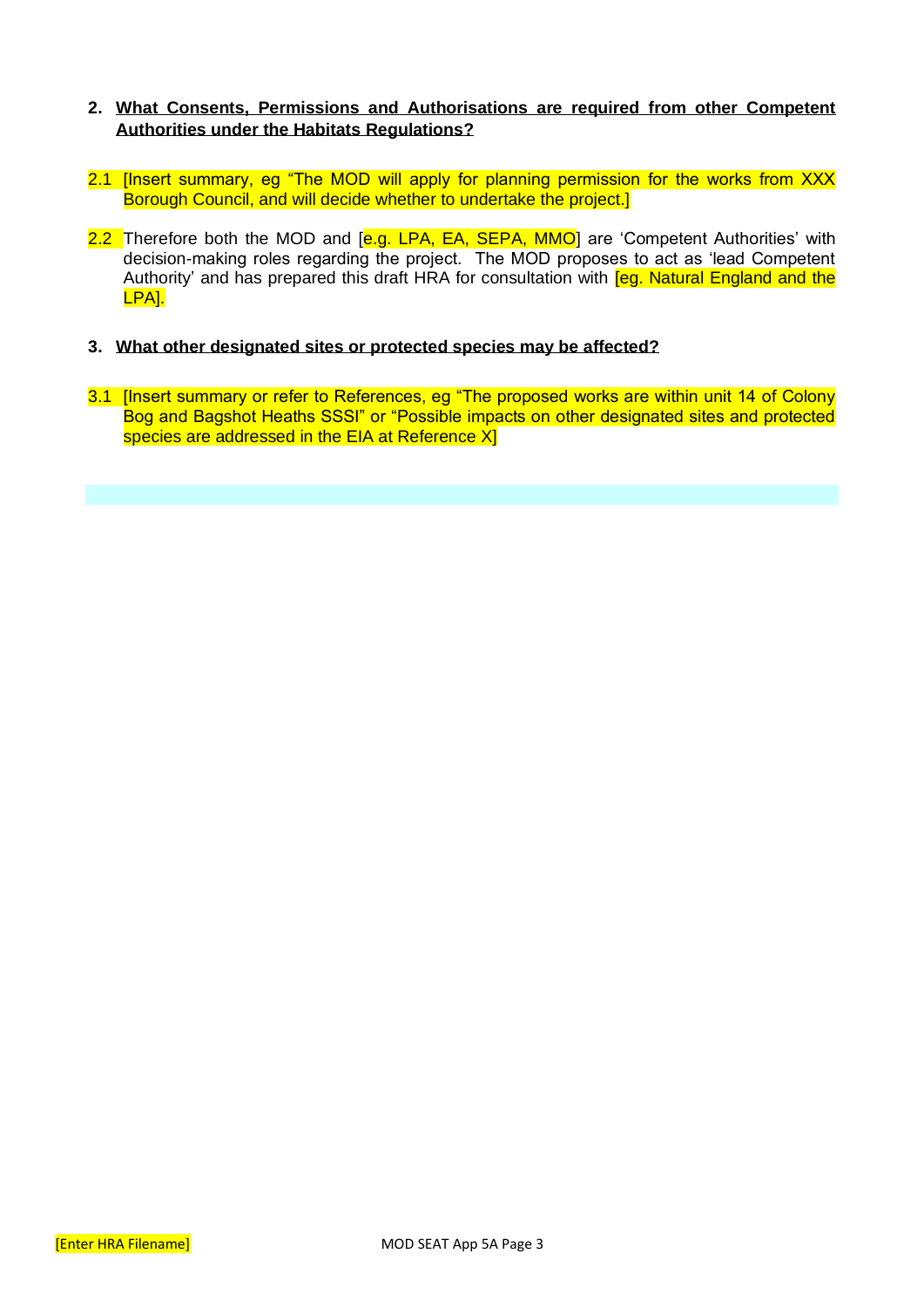## 2. What Consents, Permissions and Authorisations are required from other Competent Authorities under the Habitats Regulations?

2.1 [Insert summary, eg "The MOD will apply for planning permission for the works from XXX Borough Council, and will decide whether to undertake the project.]

2.2 Therefore both the MOD and [e.g. LPA, EA, SEPA, MMO] are 'Competent Authorities' with decision-making roles regarding the project. The MOD proposes to act as 'lead Competent Authority' and has prepared this draft HRA for consultation with [eg. Natural England and the LPA].

## 3. What other designated sites or protected species may be affected?

3.1 [Insert summary or refer to References, eg "The proposed works are within unit 14 of Colony Bog and Bagshot Heaths SSSI" or "Possible impacts on other designated sites and protected species are addressed in the EIA at Reference X]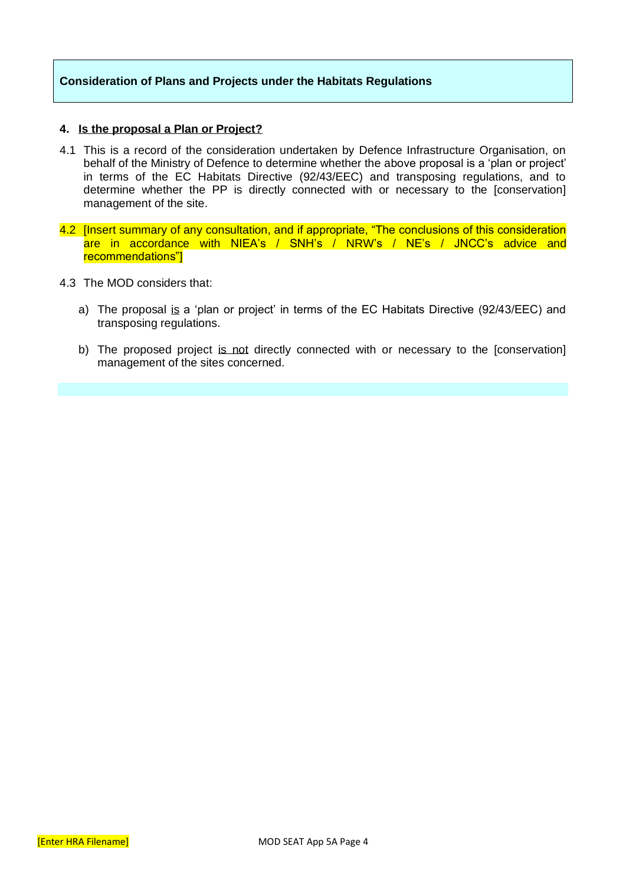**Consideration of Plans and Projects under the Habitats Regulations**

### 4. Is the proposal a Plan or Project?

4.1 This is a record of the consideration undertaken by Defence Infrastructure Organisation, on behalf of the Ministry of Defence to determine whether the above proposal is a 'plan or project' in terms of the EC Habitats Directive (92/43/EEC) and transposing regulations, and to determine whether the PP is directly connected with or necessary to the [conservation] management of the site.

4.2 [Insert summary of any consultation, and if appropriate, "The conclusions of this consideration are in accordance with NIEA's / SNH's / NRW's / NE's / JNCC's advice and recommendations"]

4.3 The MOD considers that:

a) The proposal is a 'plan or project' in terms of the EC Habitats Directive (92/43/EEC) and transposing regulations.

b) The proposed project is not directly connected with or necessary to the [conservation] management of the sites concerned.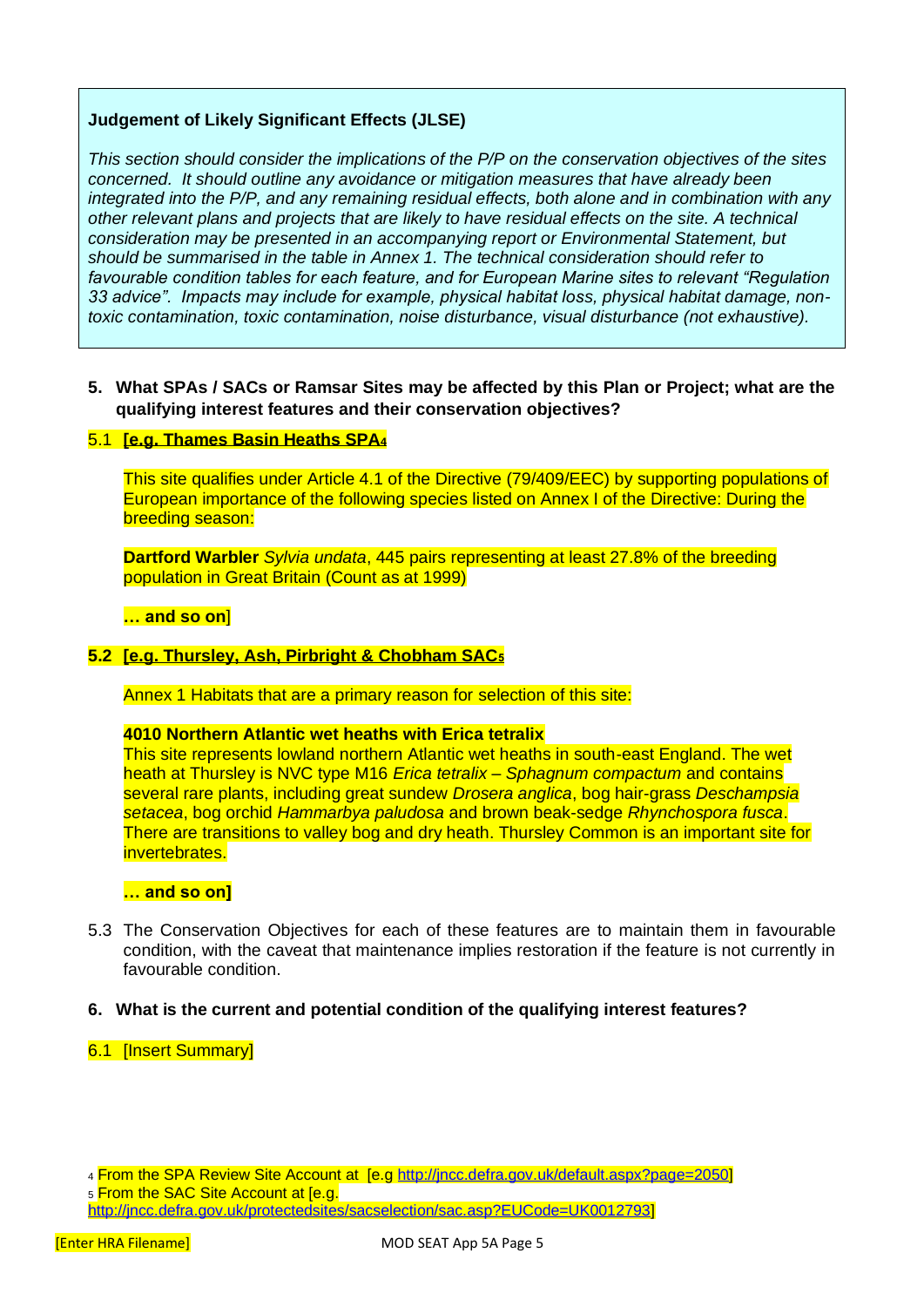**Judgement of Likely Significant Effects (JLSE)**

*This section should consider the implications of the P/P on the conservation objectives of the sites concerned. It should outline any avoidance or mitigation measures that have already been integrated into the P/P, and any remaining residual effects, both alone and in combination with any other relevant plans and projects that are likely to have residual effects on the site. A technical consideration may be presented in an accompanying report or Environmental Statement, but should be summarised in the table in Annex 1. The technical consideration should refer to favourable condition tables for each feature, and for European Marine sites to relevant "Regulation 33 advice". Impacts may include for example, physical habitat loss, physical habitat damage, non-toxic contamination, toxic contamination, noise disturbance, visual disturbance (not exhaustive).*

**5. What SPAs / SACs or Ramsar Sites may be affected by this Plan or Project; what are the qualifying interest features and their conservation objectives?**

5.1 **[e.g. Thames Basin Heaths SPA[4]**

This site qualifies under Article 4.1 of the Directive (79/409/EEC) by supporting populations of European importance of the following species listed on Annex I of the Directive: During the breeding season:

**Dartford Warbler** *Sylvia undata*, 445 pairs representing at least 27.8% of the breeding population in Great Britain (Count as at 1999)

**… and so on**]

**5.2 [e.g. Thursley, Ash, Pirbright & Chobham SAC[5]**

Annex 1 Habitats that are a primary reason for selection of this site:

**4010 Northern Atlantic wet heaths with Erica tetralix**
This site represents lowland northern Atlantic wet heaths in south-east England. The wet heath at Thursley is NVC type M16 *Erica tetralix – Sphagnum compactum* and contains several rare plants, including great sundew *Drosera anglica*, bog hair-grass *Deschampsia setacea*, bog orchid *Hammarbya paludosa* and brown beak-sedge *Rhynchospora fusca*. There are transitions to valley bog and dry heath. Thursley Common is an important site for invertebrates.

**… and so on]**

5.3 The Conservation Objectives for each of these features are to maintain them in favourable condition, with the caveat that maintenance implies restoration if the feature is not currently in favourable condition.

**6. What is the current and potential condition of the qualifying interest features?**

6.1 [Insert Summary]

[4] From the SPA Review Site Account at [e.g http://jncc.defra.gov.uk/default.aspx?page=2050]

[5] From the SAC Site Account at [e.g. http://jncc.defra.gov.uk/protectedsites/sacselection/sac.asp?EUCode=UK0012793]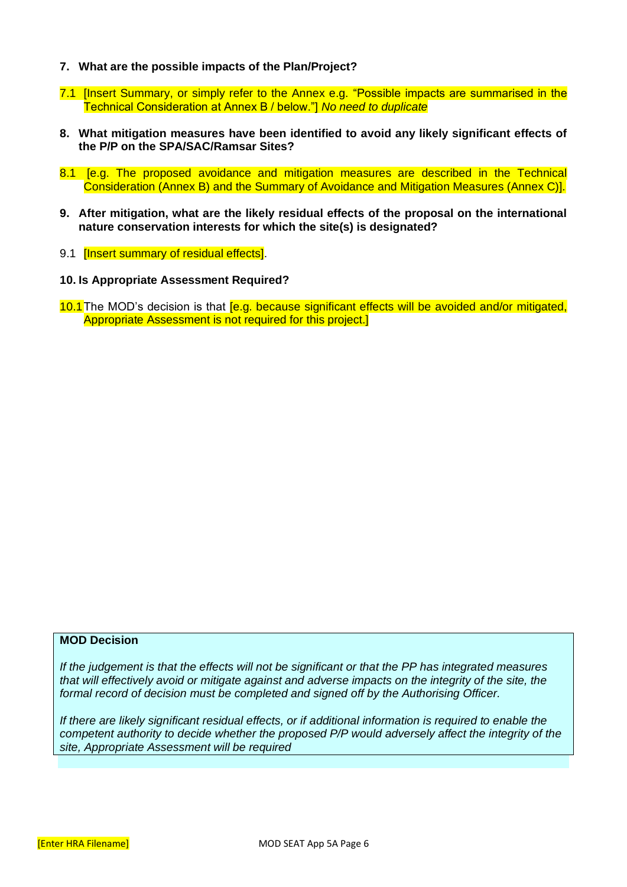**7. What are the possible impacts of the Plan/Project?**

7.1 [Insert Summary, or simply refer to the Annex e.g. "Possible impacts are summarised in the Technical Consideration at Annex B / below."] *No need to duplicate*

**8. What mitigation measures have been identified to avoid any likely significant effects of the P/P on the SPA/SAC/Ramsar Sites?**

8.1 [e.g. The proposed avoidance and mitigation measures are described in the Technical Consideration (Annex B) and the Summary of Avoidance and Mitigation Measures (Annex C)].

**9. After mitigation, what are the likely residual effects of the proposal on the international nature conservation interests for which the site(s) is designated?**

9.1 [Insert summary of residual effects].

**10. Is Appropriate Assessment Required?**

10.1 The MOD's decision is that [e.g. because significant effects will be avoided and/or mitigated, Appropriate Assessment is not required for this project.]

| **MOD Decision** |
|---|
| *If the judgement is that the effects will not be significant or that the PP has integrated measures that will effectively avoid or mitigate against and adverse impacts on the integrity of the site, the formal record of decision must be completed and signed off by the Authorising Officer.*<br><br>*If there are likely significant residual effects, or if additional information is required to enable the competent authority to decide whether the proposed P/P would adversely affect the integrity of the site, Appropriate Assessment will be required* |

[Enter HRA Filename]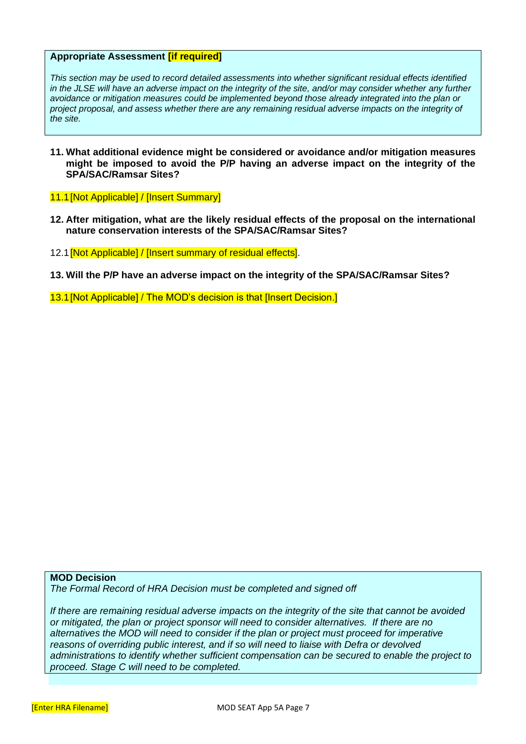**Appropriate Assessment [if required]**

*This section may be used to record detailed assessments into whether significant residual effects identified in the JLSE will have an adverse impact on the integrity of the site, and/or may consider whether any further avoidance or mitigation measures could be implemented beyond those already integrated into the plan or project proposal, and assess whether there are any remaining residual adverse impacts on the integrity of the site.*

**11. What additional evidence might be considered or avoidance and/or mitigation measures might be imposed to avoid the P/P having an adverse impact on the integrity of the SPA/SAC/Ramsar Sites?**

11.1 [Not Applicable] / [Insert Summary]

**12. After mitigation, what are the likely residual effects of the proposal on the international nature conservation interests of the SPA/SAC/Ramsar Sites?**

12.1 [Not Applicable] / [Insert summary of residual effects].

**13. Will the P/P have an adverse impact on the integrity of the SPA/SAC/Ramsar Sites?**

13.1 [Not Applicable] / The MOD's decision is that [Insert Decision.]

**MOD Decision**

*The Formal Record of HRA Decision must be completed and signed off*

*If there are remaining residual adverse impacts on the integrity of the site that cannot be avoided or mitigated, the plan or project sponsor will need to consider alternatives. If there are no alternatives the MOD will need to consider if the plan or project must proceed for imperative reasons of overriding public interest, and if so will need to liaise with Defra or devolved administrations to identify whether sufficient compensation can be secured to enable the project to proceed. Stage C will need to be completed.*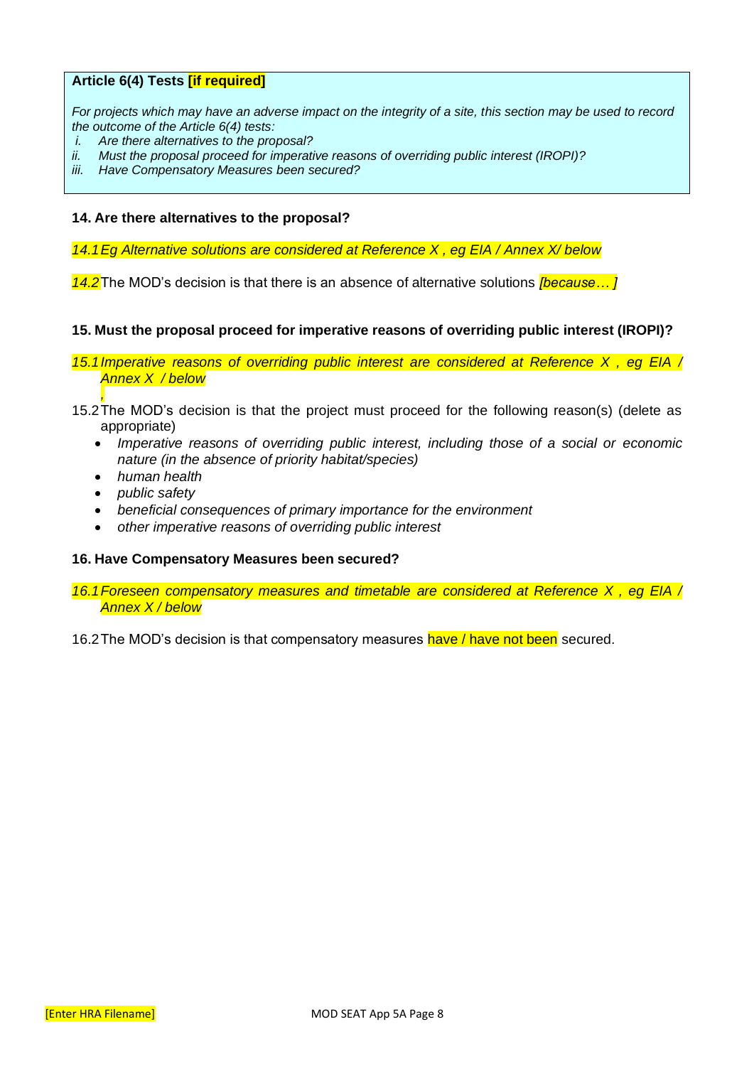**Article 6(4) Tests [if required]**

*For projects which may have an adverse impact on the integrity of a site, this section may be used to record the outcome of the Article 6(4) tests:*

*i. Are there alternatives to the proposal?*
*ii. Must the proposal proceed for imperative reasons of overriding public interest (IROPI)?*
*iii. Have Compensatory Measures been secured?*

**14. Are there alternatives to the proposal?**

*14.1 Eg Alternative solutions are considered at Reference X , eg EIA / Annex X/ below*

*14.2* The MOD's decision is that there is an absence of alternative solutions *[because… ]*

**15. Must the proposal proceed for imperative reasons of overriding public interest (IROPI)?**

*15.1 Imperative reasons of overriding public interest are considered at Reference X , eg EIA / Annex X / below*
*,*

15.2 The MOD's decision is that the project must proceed for the following reason(s) (delete as appropriate)

- *Imperative reasons of overriding public interest, including those of a social or economic nature (in the absence of priority habitat/species)*
- *human health*
- *public safety*
- *beneficial consequences of primary importance for the environment*
- *other imperative reasons of overriding public interest*

**16. Have Compensatory Measures been secured?**

*16.1 Foreseen compensatory measures and timetable are considered at Reference X , eg EIA / Annex X / below*

16.2 The MOD's decision is that compensatory measures have / have not been secured.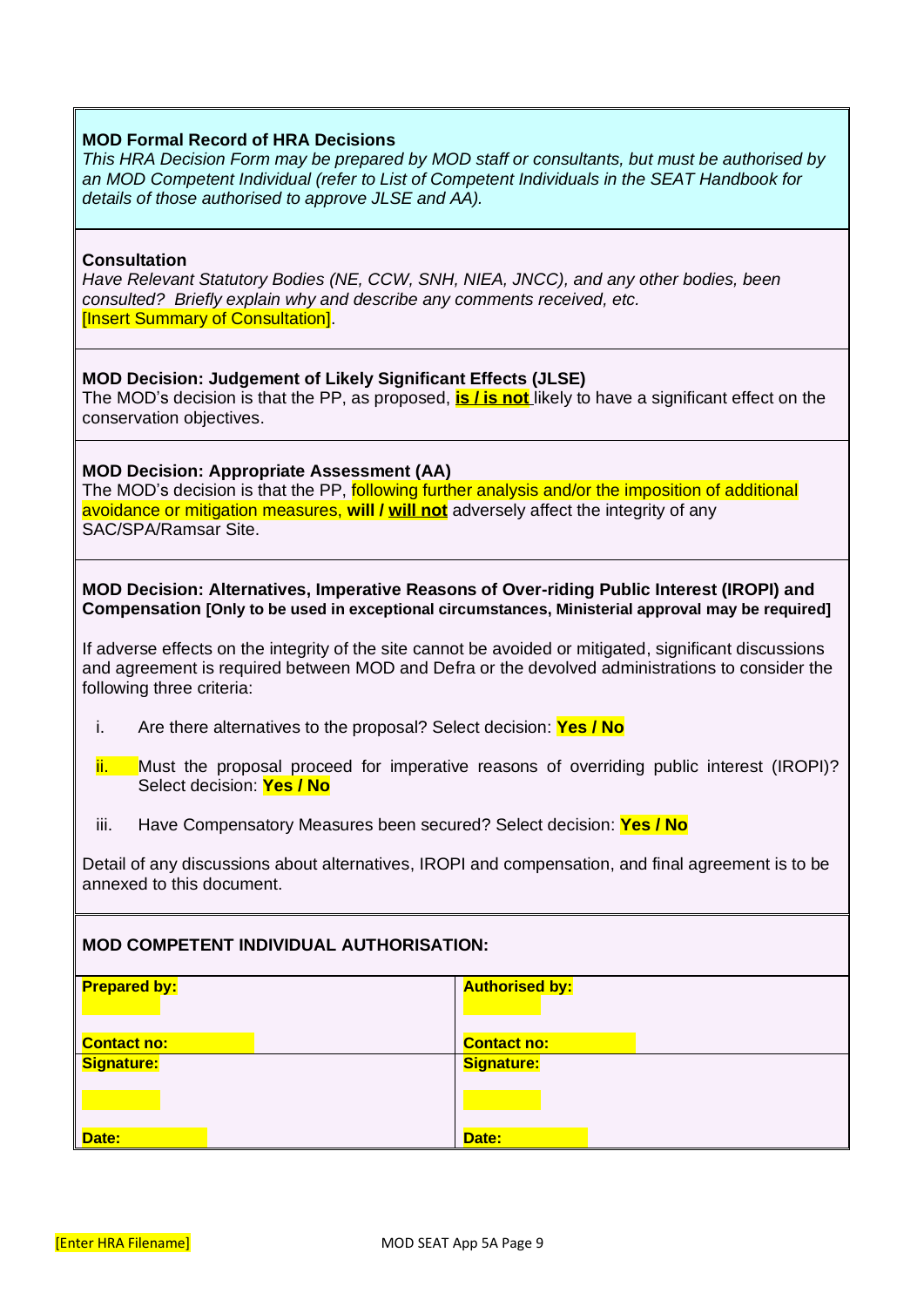**MOD Formal Record of HRA Decisions**

*This HRA Decision Form may be prepared by MOD staff or consultants, but must be authorised by an MOD Competent Individual (refer to List of Competent Individuals in the SEAT Handbook for details of those authorised to approve JLSE and AA).*

**Consultation**

*Have Relevant Statutory Bodies (NE, CCW, SNH, NIEA, JNCC), and any other bodies, been consulted? Briefly explain why and describe any comments received, etc.*
[Insert Summary of Consultation].

**MOD Decision: Judgement of Likely Significant Effects (JLSE)**

The MOD's decision is that the PP, as proposed, **is / is not** likely to have a significant effect on the conservation objectives.

**MOD Decision: Appropriate Assessment (AA)**

The MOD's decision is that the PP, following further analysis and/or the imposition of additional avoidance or mitigation measures, **will / will not** adversely affect the integrity of any SAC/SPA/Ramsar Site.

**MOD Decision: Alternatives, Imperative Reasons of Over-riding Public Interest (IROPI) and Compensation [Only to be used in exceptional circumstances, Ministerial approval may be required]**

If adverse effects on the integrity of the site cannot be avoided or mitigated, significant discussions and agreement is required between MOD and Defra or the devolved administrations to consider the following three criteria:

i. Are there alternatives to the proposal? Select decision: **Yes / No**

ii. Must the proposal proceed for imperative reasons of overriding public interest (IROPI)? Select decision: **Yes / No**

iii. Have Compensatory Measures been secured? Select decision: **Yes / No**

Detail of any discussions about alternatives, IROPI and compensation, and final agreement is to be annexed to this document.

**MOD COMPETENT INDIVIDUAL AUTHORISATION:**

| **Prepared by:**<br><br>**Contact no:** | **Authorised by:**<br><br>**Contact no:** |
|---|---|
| **Signature:**<br><br>**Date:** | **Signature:**<br><br>**Date:** |

[Enter HRA Filename] MOD SEAT App 5A Page 9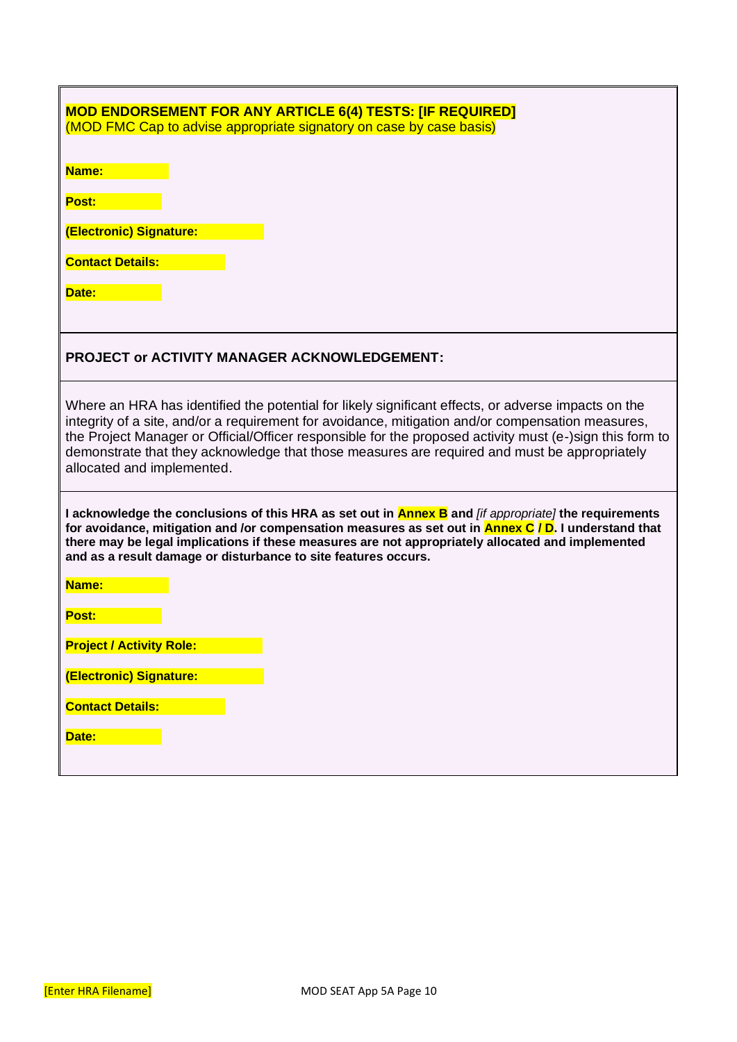**MOD ENDORSEMENT FOR ANY ARTICLE 6(4) TESTS: [IF REQUIRED]**
(MOD FMC Cap to advise appropriate signatory on case by case basis)

**Name:**

**Post:**

**(Electronic) Signature:**

**Contact Details:**

**Date:**

**PROJECT or ACTIVITY MANAGER ACKNOWLEDGEMENT:**

Where an HRA has identified the potential for likely significant effects, or adverse impacts on the integrity of a site, and/or a requirement for avoidance, mitigation and/or compensation measures, the Project Manager or Official/Officer responsible for the proposed activity must (e-)sign this form to demonstrate that they acknowledge that those measures are required and must be appropriately allocated and implemented.

**I acknowledge the conclusions of this HRA as set out in Annex B and** *[if appropriate]* **the requirements for avoidance, mitigation and /or compensation measures as set out in Annex C / D. I understand that there may be legal implications if these measures are not appropriately allocated and implemented and as a result damage or disturbance to site features occurs.**

**Name:**

**Post:**

**Project / Activity Role:**

**(Electronic) Signature:**

**Contact Details:**

**Date:**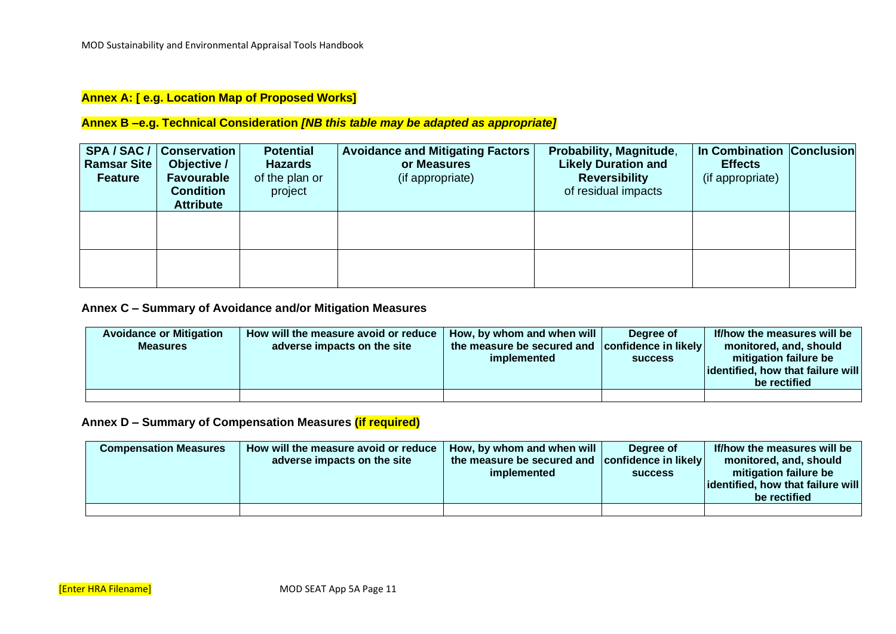## Annex A: [ e.g. Location Map of Proposed Works]

## Annex B –e.g. Technical Consideration *[NB this table may be adapted as appropriate]*

| **SPA / SAC / Ramsar Site Feature** | **Conservation Objective / Favourable Condition Attribute** | **Potential Hazards** of the plan or project | **Avoidance and Mitigating Factors or Measures** (if appropriate) | **Probability, Magnitude, Likely Duration and Reversibility** of residual impacts | **In Combination Effects** (if appropriate) | **Conclusion** |
|---|---|---|---|---|---|---|
| | | | | | | |
| | | | | | | |

## Annex C – Summary of Avoidance and/or Mitigation Measures

| **Avoidance or Mitigation Measures** | **How will the measure avoid or reduce adverse impacts on the site** | **How, by whom and when will the measure be secured and implemented** | **Degree of confidence in likely success** | **If/how the measures will be monitored, and, should mitigation failure be identified, how that failure will be rectified** |
|---|---|---|---|---|
| | | | | |

## Annex D – Summary of Compensation Measures (if required)

| **Compensation Measures** | **How will the measure avoid or reduce adverse impacts on the site** | **How, by whom and when will the measure be secured and implemented** | **Degree of confidence in likely success** | **If/how the measures will be monitored, and, should mitigation failure be identified, how that failure will be rectified** |
|---|---|---|---|---|
| | | | | |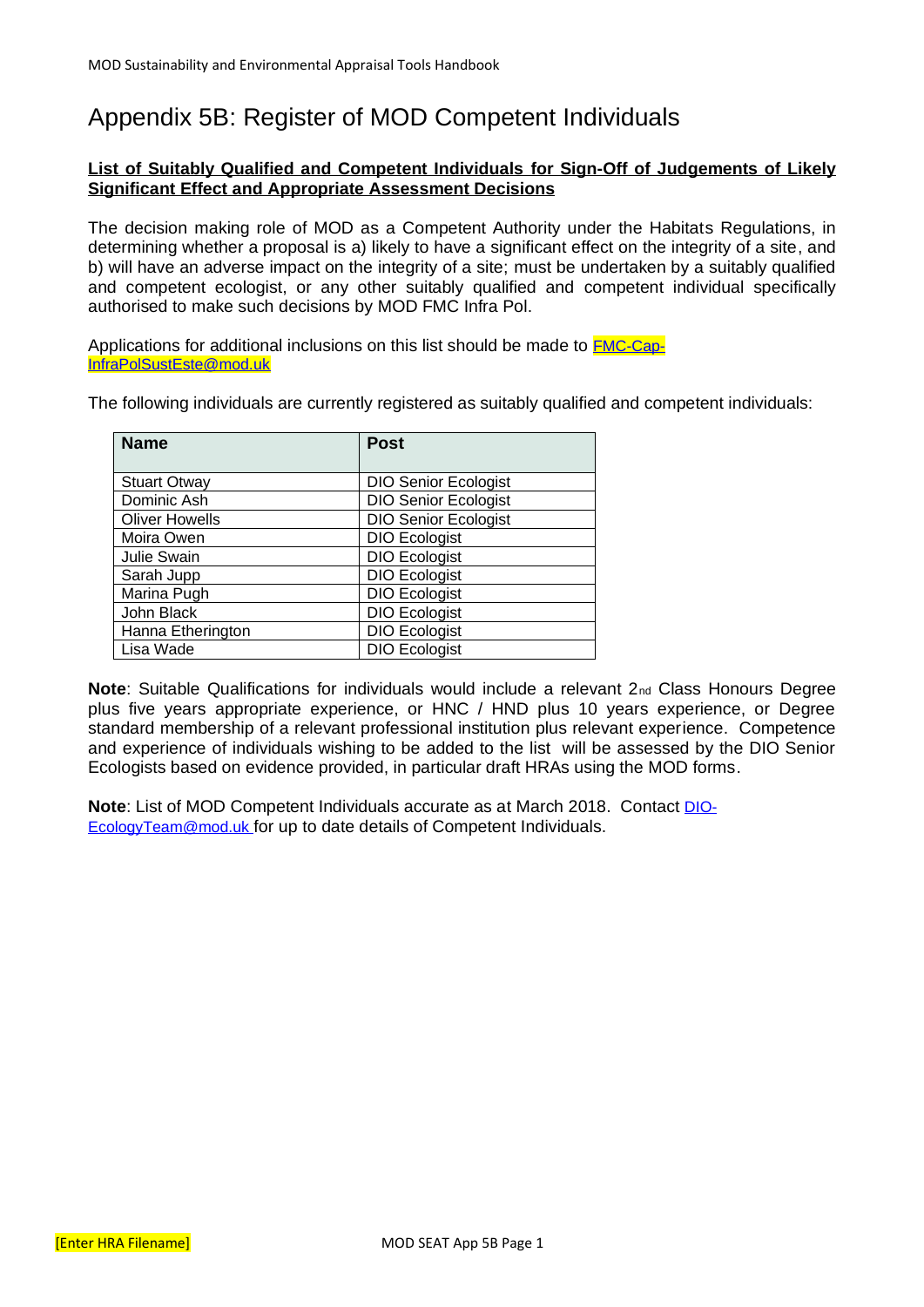# Appendix 5B: Register of MOD Competent Individuals

**List of Suitably Qualified and Competent Individuals for Sign-Off of Judgements of Likely Significant Effect and Appropriate Assessment Decisions**

The decision making role of MOD as a Competent Authority under the Habitats Regulations, in determining whether a proposal is a) likely to have a significant effect on the integrity of a site, and b) will have an adverse impact on the integrity of a site; must be undertaken by a suitably qualified and competent ecologist, or any other suitably qualified and competent individual specifically authorised to make such decisions by MOD FMC Infra Pol.

Applications for additional inclusions on this list should be made to FMC-Cap-InfraPolSustEste@mod.uk

The following individuals are currently registered as suitably qualified and competent individuals:

| Name | Post |
|---|---|
| Stuart Otway | DIO Senior Ecologist |
| Dominic Ash | DIO Senior Ecologist |
| Oliver Howells | DIO Senior Ecologist |
| Moira Owen | DIO Ecologist |
| Julie Swain | DIO Ecologist |
| Sarah Jupp | DIO Ecologist |
| Marina Pugh | DIO Ecologist |
| John Black | DIO Ecologist |
| Hanna Etherington | DIO Ecologist |
| Lisa Wade | DIO Ecologist |

**Note**: Suitable Qualifications for individuals would include a relevant 2nd Class Honours Degree plus five years appropriate experience, or HNC / HND plus 10 years experience, or Degree standard membership of a relevant professional institution plus relevant experience. Competence and experience of individuals wishing to be added to the list will be assessed by the DIO Senior Ecologists based on evidence provided, in particular draft HRAs using the MOD forms.

**Note**: List of MOD Competent Individuals accurate as at March 2018. Contact DIO-EcologyTeam@mod.uk for up to date details of Competent Individuals.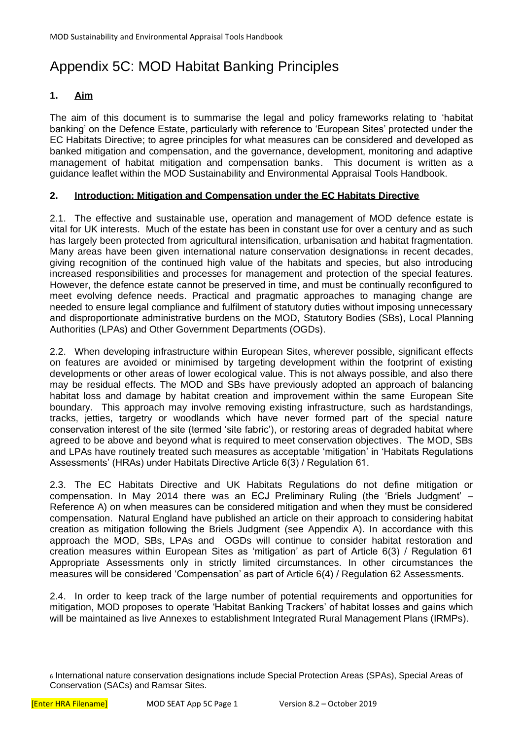# Appendix 5C: MOD Habitat Banking Principles

## 1. Aim

The aim of this document is to summarise the legal and policy frameworks relating to 'habitat banking' on the Defence Estate, particularly with reference to 'European Sites' protected under the EC Habitats Directive; to agree principles for what measures can be considered and developed as banked mitigation and compensation, and the governance, development, monitoring and adaptive management of habitat mitigation and compensation banks. This document is written as a guidance leaflet within the MOD Sustainability and Environmental Appraisal Tools Handbook.

## 2. Introduction: Mitigation and Compensation under the EC Habitats Directive

2.1. The effective and sustainable use, operation and management of MOD defence estate is vital for UK interests. Much of the estate has been in constant use for over a century and as such has largely been protected from agricultural intensification, urbanisation and habitat fragmentation. Many areas have been given international nature conservation designations[6] in recent decades, giving recognition of the continued high value of the habitats and species, but also introducing increased responsibilities and processes for management and protection of the special features. However, the defence estate cannot be preserved in time, and must be continually reconfigured to meet evolving defence needs. Practical and pragmatic approaches to managing change are needed to ensure legal compliance and fulfilment of statutory duties without imposing unnecessary and disproportionate administrative burdens on the MOD, Statutory Bodies (SBs), Local Planning Authorities (LPAs) and Other Government Departments (OGDs).

2.2. When developing infrastructure within European Sites, wherever possible, significant effects on features are avoided or minimised by targeting development within the footprint of existing developments or other areas of lower ecological value. This is not always possible, and also there may be residual effects. The MOD and SBs have previously adopted an approach of balancing habitat loss and damage by habitat creation and improvement within the same European Site boundary. This approach may involve removing existing infrastructure, such as hardstandings, tracks, jetties, targetry or woodlands which have never formed part of the special nature conservation interest of the site (termed 'site fabric'), or restoring areas of degraded habitat where agreed to be above and beyond what is required to meet conservation objectives. The MOD, SBs and LPAs have routinely treated such measures as acceptable 'mitigation' in 'Habitats Regulations Assessments' (HRAs) under Habitats Directive Article 6(3) / Regulation 61.

2.3. The EC Habitats Directive and UK Habitats Regulations do not define mitigation or compensation. In May 2014 there was an ECJ Preliminary Ruling (the 'Briels Judgment' – Reference A) on when measures can be considered mitigation and when they must be considered compensation. Natural England have published an article on their approach to considering habitat creation as mitigation following the Briels Judgment (see Appendix A). In accordance with this approach the MOD, SBs, LPAs and OGDs will continue to consider habitat restoration and creation measures within European Sites as 'mitigation' as part of Article 6(3) / Regulation 61 Appropriate Assessments only in strictly limited circumstances. In other circumstances the measures will be considered 'Compensation' as part of Article 6(4) / Regulation 62 Assessments.

2.4. In order to keep track of the large number of potential requirements and opportunities for mitigation, MOD proposes to operate 'Habitat Banking Trackers' of habitat losses and gains which will be maintained as live Annexes to establishment Integrated Rural Management Plans (IRMPs).

[6] International nature conservation designations include Special Protection Areas (SPAs), Special Areas of Conservation (SACs) and Ramsar Sites.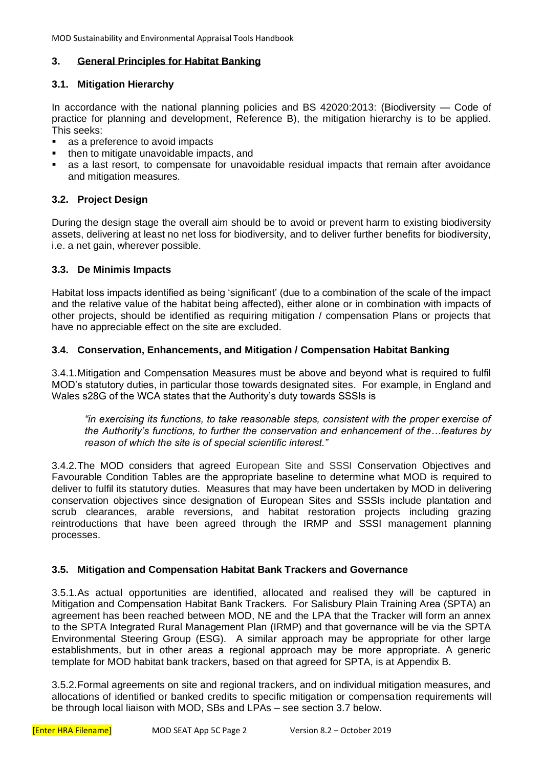## 3. General Principles for Habitat Banking

### 3.1. Mitigation Hierarchy

In accordance with the national planning policies and BS 42020:2013: (Biodiversity — Code of practice for planning and development, Reference B), the mitigation hierarchy is to be applied. This seeks:

- as a preference to avoid impacts
- then to mitigate unavoidable impacts, and
- as a last resort, to compensate for unavoidable residual impacts that remain after avoidance and mitigation measures.

### 3.2. Project Design

During the design stage the overall aim should be to avoid or prevent harm to existing biodiversity assets, delivering at least no net loss for biodiversity, and to deliver further benefits for biodiversity, i.e. a net gain, wherever possible.

### 3.3. De Minimis Impacts

Habitat loss impacts identified as being 'significant' (due to a combination of the scale of the impact and the relative value of the habitat being affected), either alone or in combination with impacts of other projects, should be identified as requiring mitigation / compensation Plans or projects that have no appreciable effect on the site are excluded.

### 3.4. Conservation, Enhancements, and Mitigation / Compensation Habitat Banking

3.4.1. Mitigation and Compensation Measures must be above and beyond what is required to fulfil MOD's statutory duties, in particular those towards designated sites. For example, in England and Wales s28G of the WCA states that the Authority's duty towards SSSIs is

> *"in exercising its functions, to take reasonable steps, consistent with the proper exercise of the Authority's functions, to further the conservation and enhancement of the…features by reason of which the site is of special scientific interest."*

3.4.2. The MOD considers that agreed European Site and SSSI Conservation Objectives and Favourable Condition Tables are the appropriate baseline to determine what MOD is required to deliver to fulfil its statutory duties. Measures that may have been undertaken by MOD in delivering conservation objectives since designation of European Sites and SSSIs include plantation and scrub clearances, arable reversions, and habitat restoration projects including grazing reintroductions that have been agreed through the IRMP and SSSI management planning processes.

### 3.5. Mitigation and Compensation Habitat Bank Trackers and Governance

3.5.1. As actual opportunities are identified, allocated and realised they will be captured in Mitigation and Compensation Habitat Bank Trackers. For Salisbury Plain Training Area (SPTA) an agreement has been reached between MOD, NE and the LPA that the Tracker will form an annex to the SPTA Integrated Rural Management Plan (IRMP) and that governance will be via the SPTA Environmental Steering Group (ESG). A similar approach may be appropriate for other large establishments, but in other areas a regional approach may be more appropriate. A generic template for MOD habitat bank trackers, based on that agreed for SPTA, is at Appendix B.

3.5.2. Formal agreements on site and regional trackers, and on individual mitigation measures, and allocations of identified or banked credits to specific mitigation or compensation requirements will be through local liaison with MOD, SBs and LPAs – see section 3.7 below.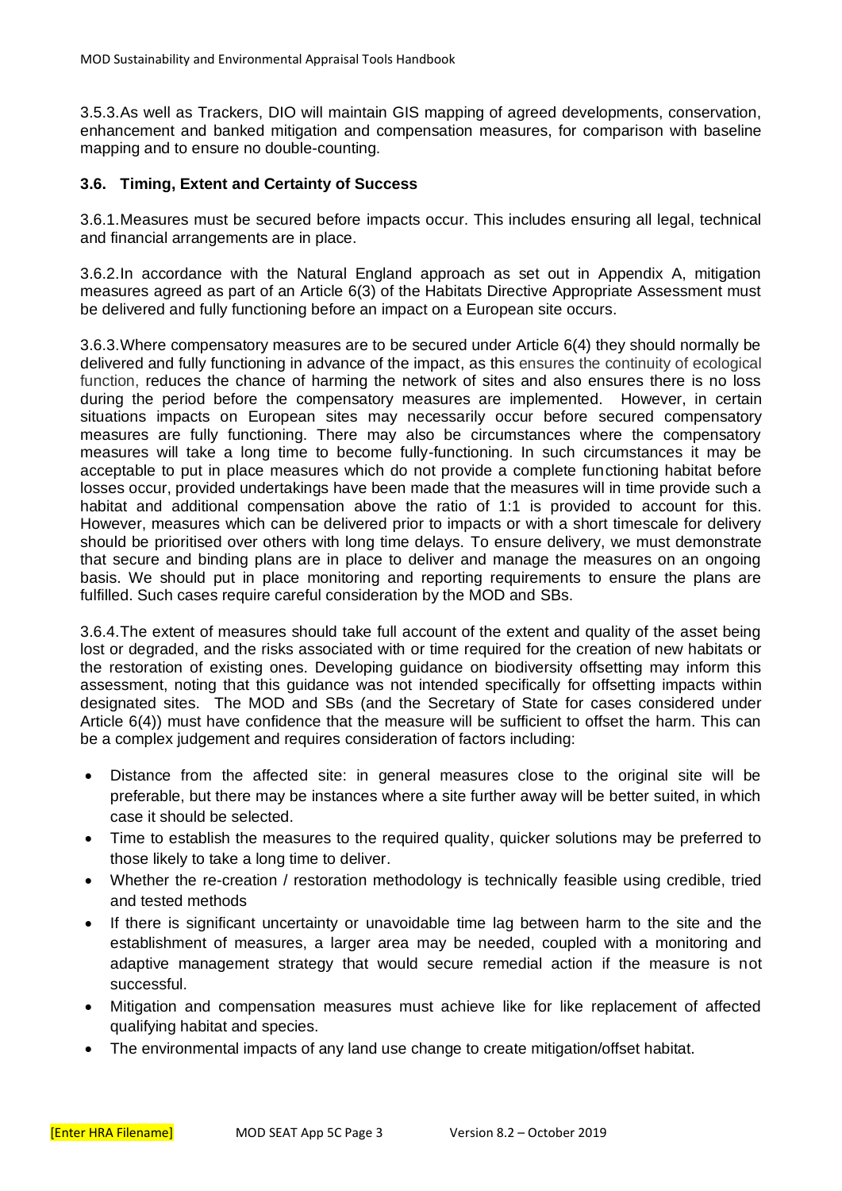3.5.3. As well as Trackers, DIO will maintain GIS mapping of agreed developments, conservation, enhancement and banked mitigation and compensation measures, for comparison with baseline mapping and to ensure no double-counting.

### 3.6. Timing, Extent and Certainty of Success

3.6.1. Measures must be secured before impacts occur. This includes ensuring all legal, technical and financial arrangements are in place.

3.6.2. In accordance with the Natural England approach as set out in Appendix A, mitigation measures agreed as part of an Article 6(3) of the Habitats Directive Appropriate Assessment must be delivered and fully functioning before an impact on a European site occurs.

3.6.3. Where compensatory measures are to be secured under Article 6(4) they should normally be delivered and fully functioning in advance of the impact, as this ensures the continuity of ecological function, reduces the chance of harming the network of sites and also ensures there is no loss during the period before the compensatory measures are implemented. However, in certain situations impacts on European sites may necessarily occur before secured compensatory measures are fully functioning. There may also be circumstances where the compensatory measures will take a long time to become fully-functioning. In such circumstances it may be acceptable to put in place measures which do not provide a complete functioning habitat before losses occur, provided undertakings have been made that the measures will in time provide such a habitat and additional compensation above the ratio of 1:1 is provided to account for this. However, measures which can be delivered prior to impacts or with a short timescale for delivery should be prioritised over others with long time delays. To ensure delivery, we must demonstrate that secure and binding plans are in place to deliver and manage the measures on an ongoing basis. We should put in place monitoring and reporting requirements to ensure the plans are fulfilled. Such cases require careful consideration by the MOD and SBs.

3.6.4. The extent of measures should take full account of the extent and quality of the asset being lost or degraded, and the risks associated with or time required for the creation of new habitats or the restoration of existing ones. Developing guidance on biodiversity offsetting may inform this assessment, noting that this guidance was not intended specifically for offsetting impacts within designated sites. The MOD and SBs (and the Secretary of State for cases considered under Article 6(4)) must have confidence that the measure will be sufficient to offset the harm. This can be a complex judgement and requires consideration of factors including:

- Distance from the affected site: in general measures close to the original site will be preferable, but there may be instances where a site further away will be better suited, in which case it should be selected.
- Time to establish the measures to the required quality, quicker solutions may be preferred to those likely to take a long time to deliver.
- Whether the re-creation / restoration methodology is technically feasible using credible, tried and tested methods
- If there is significant uncertainty or unavoidable time lag between harm to the site and the establishment of measures, a larger area may be needed, coupled with a monitoring and adaptive management strategy that would secure remedial action if the measure is not successful.
- Mitigation and compensation measures must achieve like for like replacement of affected qualifying habitat and species.
- The environmental impacts of any land use change to create mitigation/offset habitat.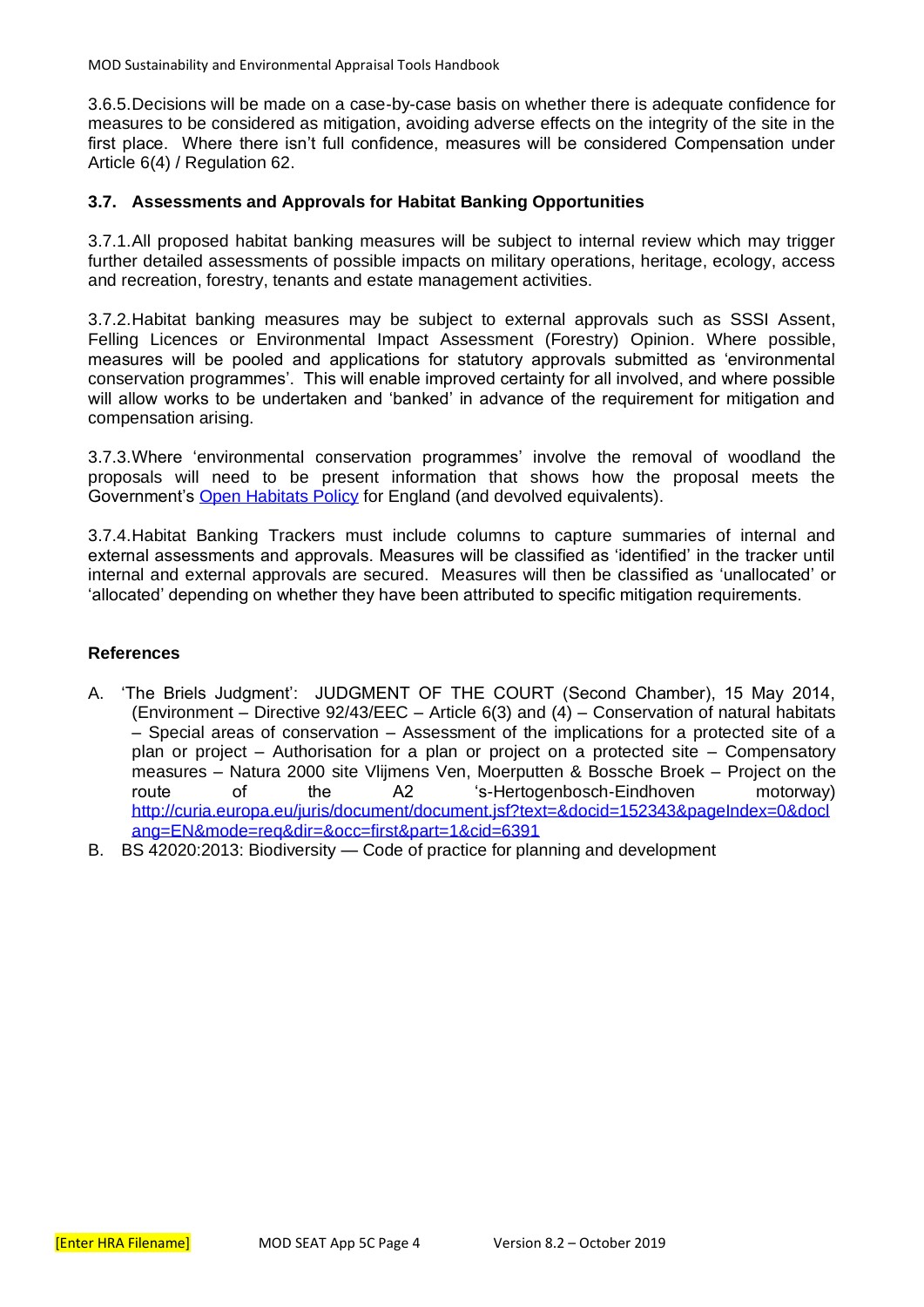3.6.5.Decisions will be made on a case-by-case basis on whether there is adequate confidence for measures to be considered as mitigation, avoiding adverse effects on the integrity of the site in the first place. Where there isn't full confidence, measures will be considered Compensation under Article 6(4) / Regulation 62.

### 3.7. Assessments and Approvals for Habitat Banking Opportunities

3.7.1.All proposed habitat banking measures will be subject to internal review which may trigger further detailed assessments of possible impacts on military operations, heritage, ecology, access and recreation, forestry, tenants and estate management activities.

3.7.2.Habitat banking measures may be subject to external approvals such as SSSI Assent, Felling Licences or Environmental Impact Assessment (Forestry) Opinion. Where possible, measures will be pooled and applications for statutory approvals submitted as 'environmental conservation programmes'. This will enable improved certainty for all involved, and where possible will allow works to be undertaken and 'banked' in advance of the requirement for mitigation and compensation arising.

3.7.3.Where 'environmental conservation programmes' involve the removal of woodland the proposals will need to be present information that shows how the proposal meets the Government's Open Habitats Policy for England (and devolved equivalents).

3.7.4.Habitat Banking Trackers must include columns to capture summaries of internal and external assessments and approvals. Measures will be classified as 'identified' in the tracker until internal and external approvals are secured. Measures will then be classified as 'unallocated' or 'allocated' depending on whether they have been attributed to specific mitigation requirements.

### References

A. 'The Briels Judgment': JUDGMENT OF THE COURT (Second Chamber), 15 May 2014, (Environment – Directive 92/43/EEC – Article 6(3) and (4) – Conservation of natural habitats – Special areas of conservation – Assessment of the implications for a protected site of a plan or project – Authorisation for a plan or project on a protected site – Compensatory measures – Natura 2000 site Vlijmens Ven, Moerputten & Bossche Broek – Project on the route of the A2 's-Hertogenbosch-Eindhoven motorway) http://curia.europa.eu/juris/document/document.jsf?text=&docid=152343&pageIndex=0&doclang=EN&mode=req&dir=&occ=first&part=1&cid=6391

B. BS 42020:2013: Biodiversity — Code of practice for planning and development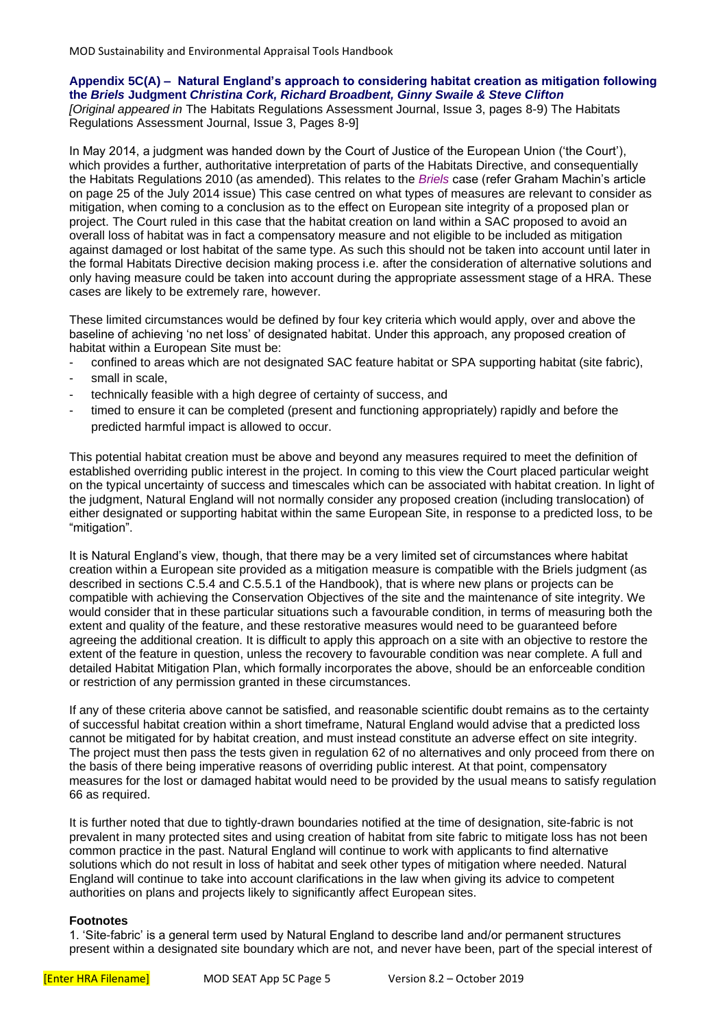### Appendix 5C(A) – Natural England's approach to considering habitat creation as mitigation following the *Briels* Judgment *Christina Cork, Richard Broadbent, Ginny Swaile & Steve Clifton*

*[Original appeared in* The Habitats Regulations Assessment Journal, Issue 3, pages 8-9) The Habitats Regulations Assessment Journal, Issue 3, Pages 8-9]

In May 2014, a judgment was handed down by the Court of Justice of the European Union ('the Court'), which provides a further, authoritative interpretation of parts of the Habitats Directive, and consequentially the Habitats Regulations 2010 (as amended). This relates to the *Briels* case (refer Graham Machin's article on page 25 of the July 2014 issue) This case centred on what types of measures are relevant to consider as mitigation, when coming to a conclusion as to the effect on European site integrity of a proposed plan or project. The Court ruled in this case that the habitat creation on land within a SAC proposed to avoid an overall loss of habitat was in fact a compensatory measure and not eligible to be included as mitigation against damaged or lost habitat of the same type. As such this should not be taken into account until later in the formal Habitats Directive decision making process i.e. after the consideration of alternative solutions and only having measure could be taken into account during the appropriate assessment stage of a HRA. These cases are likely to be extremely rare, however.

These limited circumstances would be defined by four key criteria which would apply, over and above the baseline of achieving 'no net loss' of designated habitat. Under this approach, any proposed creation of habitat within a European Site must be:

- confined to areas which are not designated SAC feature habitat or SPA supporting habitat (site fabric),
- small in scale,
- technically feasible with a high degree of certainty of success, and
- timed to ensure it can be completed (present and functioning appropriately) rapidly and before the predicted harmful impact is allowed to occur.

This potential habitat creation must be above and beyond any measures required to meet the definition of established overriding public interest in the project. In coming to this view the Court placed particular weight on the typical uncertainty of success and timescales which can be associated with habitat creation. In light of the judgment, Natural England will not normally consider any proposed creation (including translocation) of either designated or supporting habitat within the same European Site, in response to a predicted loss, to be "mitigation".

It is Natural England's view, though, that there may be a very limited set of circumstances where habitat creation within a European site provided as a mitigation measure is compatible with the Briels judgment (as described in sections C.5.4 and C.5.5.1 of the Handbook), that is where new plans or projects can be compatible with achieving the Conservation Objectives of the site and the maintenance of site integrity. We would consider that in these particular situations such a favourable condition, in terms of measuring both the extent and quality of the feature, and these restorative measures would need to be guaranteed before agreeing the additional creation. It is difficult to apply this approach on a site with an objective to restore the extent of the feature in question, unless the recovery to favourable condition was near complete. A full and detailed Habitat Mitigation Plan, which formally incorporates the above, should be an enforceable condition or restriction of any permission granted in these circumstances.

If any of these criteria above cannot be satisfied, and reasonable scientific doubt remains as to the certainty of successful habitat creation within a short timeframe, Natural England would advise that a predicted loss cannot be mitigated for by habitat creation, and must instead constitute an adverse effect on site integrity. The project must then pass the tests given in regulation 62 of no alternatives and only proceed from there on the basis of there being imperative reasons of overriding public interest. At that point, compensatory measures for the lost or damaged habitat would need to be provided by the usual means to satisfy regulation 66 as required.

It is further noted that due to tightly-drawn boundaries notified at the time of designation, site-fabric is not prevalent in many protected sites and using creation of habitat from site fabric to mitigate loss has not been common practice in the past. Natural England will continue to work with applicants to find alternative solutions which do not result in loss of habitat and seek other types of mitigation where needed. Natural England will continue to take into account clarifications in the law when giving its advice to competent authorities on plans and projects likely to significantly affect European sites.

**Footnotes**

1. 'Site-fabric' is a general term used by Natural England to describe land and/or permanent structures present within a designated site boundary which are not, and never have been, part of the special interest of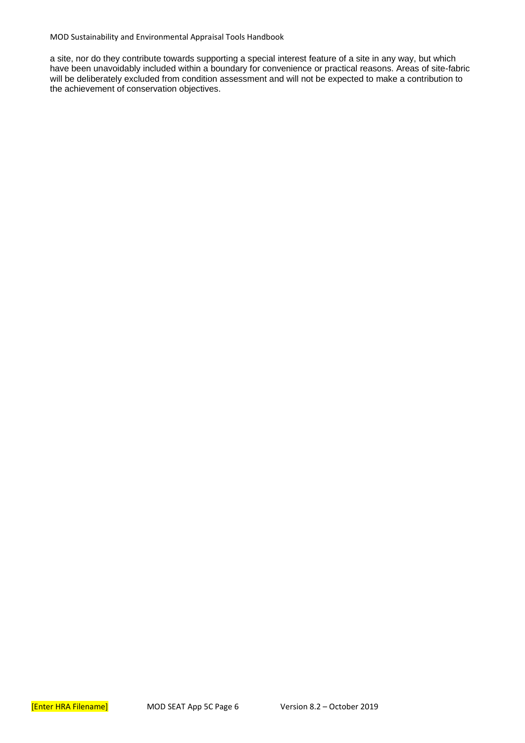a site, nor do they contribute towards supporting a special interest feature of a site in any way, but which have been unavoidably included within a boundary for convenience or practical reasons. Areas of site-fabric will be deliberately excluded from condition assessment and will not be expected to make a contribution to the achievement of conservation objectives.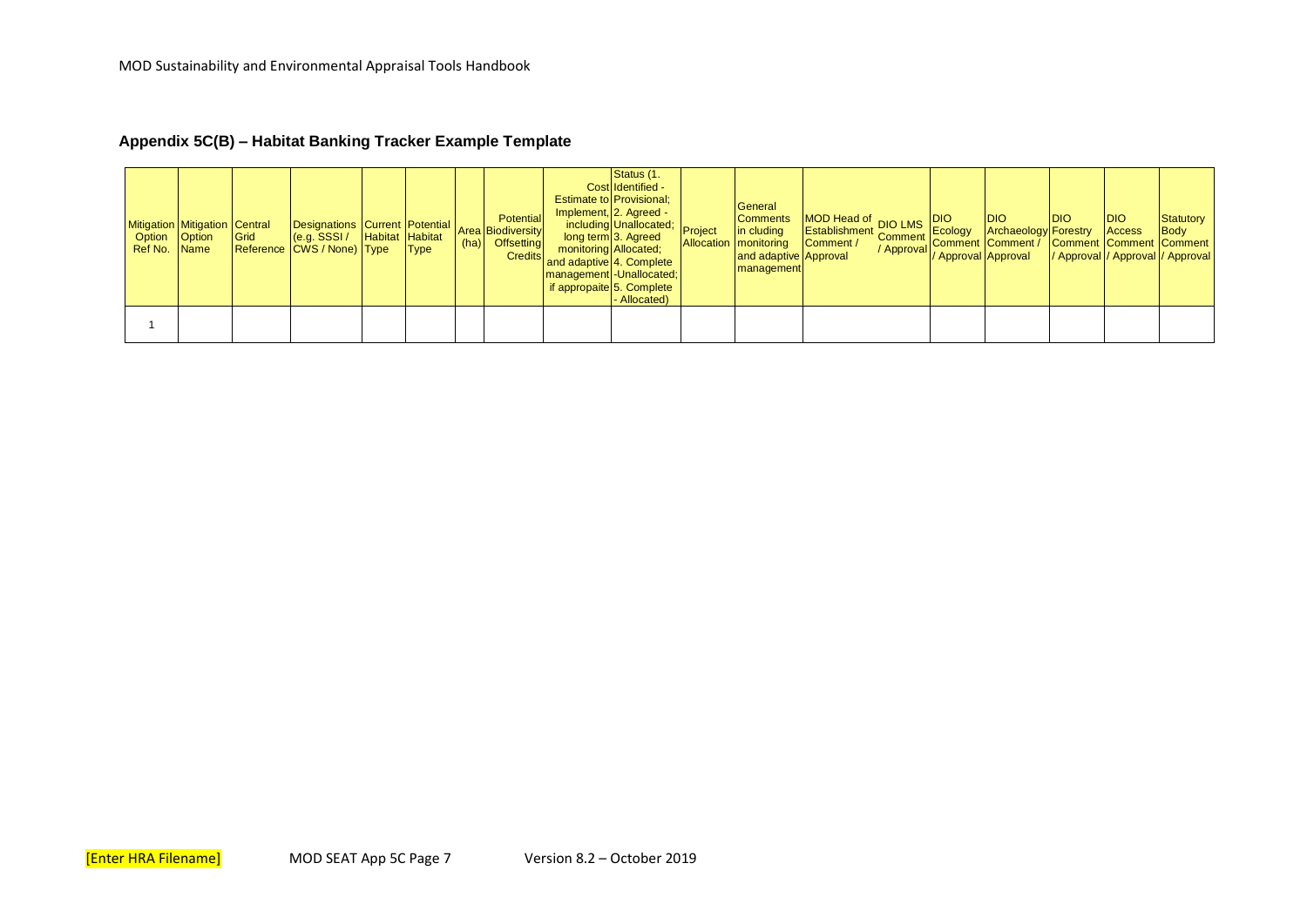## Appendix 5C(B) – Habitat Banking Tracker Example Template

| Mitigation Option Ref No. | Mitigation Option Name | Central Grid Reference | Designations (e.g. SSSI / CWS / None) | Current Habitat Type | Potential Habitat Type | Area (ha) | Potential Biodiversity Offsetting Credits | Cost Estimate to Implement, including long term monitoring and adaptive management if appropaite | Status (1. Identified - Provisional; 2. Agreed - Unallocated; 3. Agreed Allocated; 4. Complete -Unallocated; 5. Complete - Allocated) | Project Allocation | General Comments in cluding monitoring and adaptive management | MOD Head of Establishment Comment / Approval | DIO LMS Comment / Approval | DIO Ecology Comment / Approval | DIO Archaeology Comment / Approval | DIO Forestry Comment / Approval | DIO Access Comment / Approval | Statutory Body Comment / Approval |
|---|---|---|---|---|---|---|---|---|---|---|---|---|---|---|---|---|---|---|
| 1 | | | | | | | | | | | | | | | | | | |